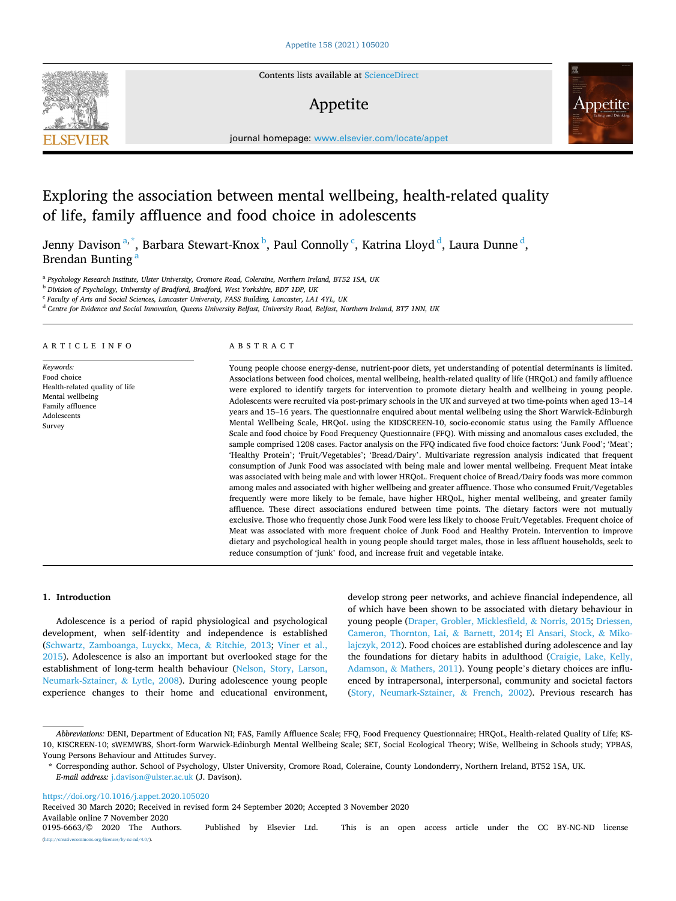# Exploring the association between mental wellbeing, health-related quality of life, family affluence and food choice in adolescents

Jenny Davison[a,*], Barbara Stewart-Knox[b], Paul Connolly[c], Katrina Lloyd[d], Laura Dunne[d], Brendan Bunting[a]

[a] Psychology Research Institute, Ulster University, Cromore Road, Coleraine, Northern Ireland, BT52 1SA, UK
[b] Division of Psychology, University of Bradford, Bradford, West Yorkshire, BD7 1DP, UK
[c] Faculty of Arts and Social Sciences, Lancaster University, FASS Building, Lancaster, LA1 4YL, UK
[d] Centre for Evidence and Social Innovation, Queens University Belfast, University Road, Belfast, Northern Ireland, BT7 1NN, UK

**ARTICLE INFO**

*Keywords:*
Food choice
Health-related quality of life
Mental wellbeing
Family affluence
Adolescents
Survey

**ABSTRACT**

Young people choose energy-dense, nutrient-poor diets, yet understanding of potential determinants is limited. Associations between food choices, mental wellbeing, health-related quality of life (HRQoL) and family affluence were explored to identify targets for intervention to promote dietary health and wellbeing in young people. Adolescents were recruited via post-primary schools in the UK and surveyed at two time-points when aged 13–14 years and 15–16 years. The questionnaire enquired about mental wellbeing using the Short Warwick-Edinburgh Mental Wellbeing Scale, HRQoL using the KIDSCREEN-10, socio-economic status using the Family Affluence Scale and food choice by Food Frequency Questionnaire (FFQ). With missing and anomalous cases excluded, the sample comprised 1208 cases. Factor analysis on the FFQ indicated five food choice factors: 'Junk Food'; 'Meat'; 'Healthy Protein'; 'Fruit/Vegetables'; 'Bread/Dairy'. Multivariate regression analysis indicated that frequent consumption of Junk Food was associated with being male and lower mental wellbeing. Frequent Meat intake was associated with being male and with lower HRQoL. Frequent choice of Bread/Dairy foods was more common among males and associated with higher wellbeing and greater affluence. Those who consumed Fruit/Vegetables frequently were more likely to be female, have higher HRQoL, higher mental wellbeing, and greater family affluence. These direct associations endured between time points. The dietary factors were not mutually exclusive. Those who frequently chose Junk Food were less likely to choose Fruit/Vegetables. Frequent choice of Meat was associated with more frequent choice of Junk Food and Healthy Protein. Intervention to improve dietary and psychological health in young people should target males, those in less affluent households, seek to reduce consumption of 'junk' food, and increase fruit and vegetable intake.

## 1. Introduction

Adolescence is a period of rapid physiological and psychological development, when self-identity and independence is established (Schwartz, Zamboanga, Luyckx, Meca, & Ritchie, 2013; Viner et al., 2015). Adolescence is also an important but overlooked stage for the establishment of long-term health behaviour (Nelson, Story, Larson, Neumark-Sztainer, & Lytle, 2008). During adolescence young people experience changes to their home and educational environment, develop strong peer networks, and achieve financial independence, all of which have been shown to be associated with dietary behaviour in young people (Draper, Grobler, Micklesfield, & Norris, 2015; Driessen, Cameron, Thornton, Lai, & Barnett, 2014; El Ansari, Stock, & Mikolajczyk, 2012). Food choices are established during adolescence and lay the foundations for dietary habits in adulthood (Craigie, Lake, Kelly, Adamson, & Mathers, 2011). Young people's dietary choices are influenced by intrapersonal, interpersonal, community and societal factors (Story, Neumark-Sztainer, & French, 2002). Previous research has

*Abbreviations:* DENI, Department of Education NI; FAS, Family Affluence Scale; FFQ, Food Frequency Questionnaire; HRQoL, Health-related Quality of Life; KS-10, KISCREEN-10, sWEMWBS, Short-form Warwick-Edinburgh Mental Wellbeing Scale; SET, Social Ecological Theory; WiSe, Wellbeing in Schools study; YPBAS, Young Persons Behaviour and Attitudes Survey.

\* Corresponding author. School of Psychology, Ulster University, Cromore Road, Coleraine, County Londonderry, Northern Ireland, BT52 1SA, UK.
*E-mail address:* j.davison@ulster.ac.uk (J. Davison).

https://doi.org/10.1016/j.appet.2020.105020
Received 30 March 2020; Received in revised form 24 September 2020; Accepted 3 November 2020
Available online 7 November 2020
0195-6663/© 2020 The Authors. Published by Elsevier Ltd. This is an open access article under the CC BY-NC-ND license (http://creativecommons.org/licenses/by-nc-nd/4.0/).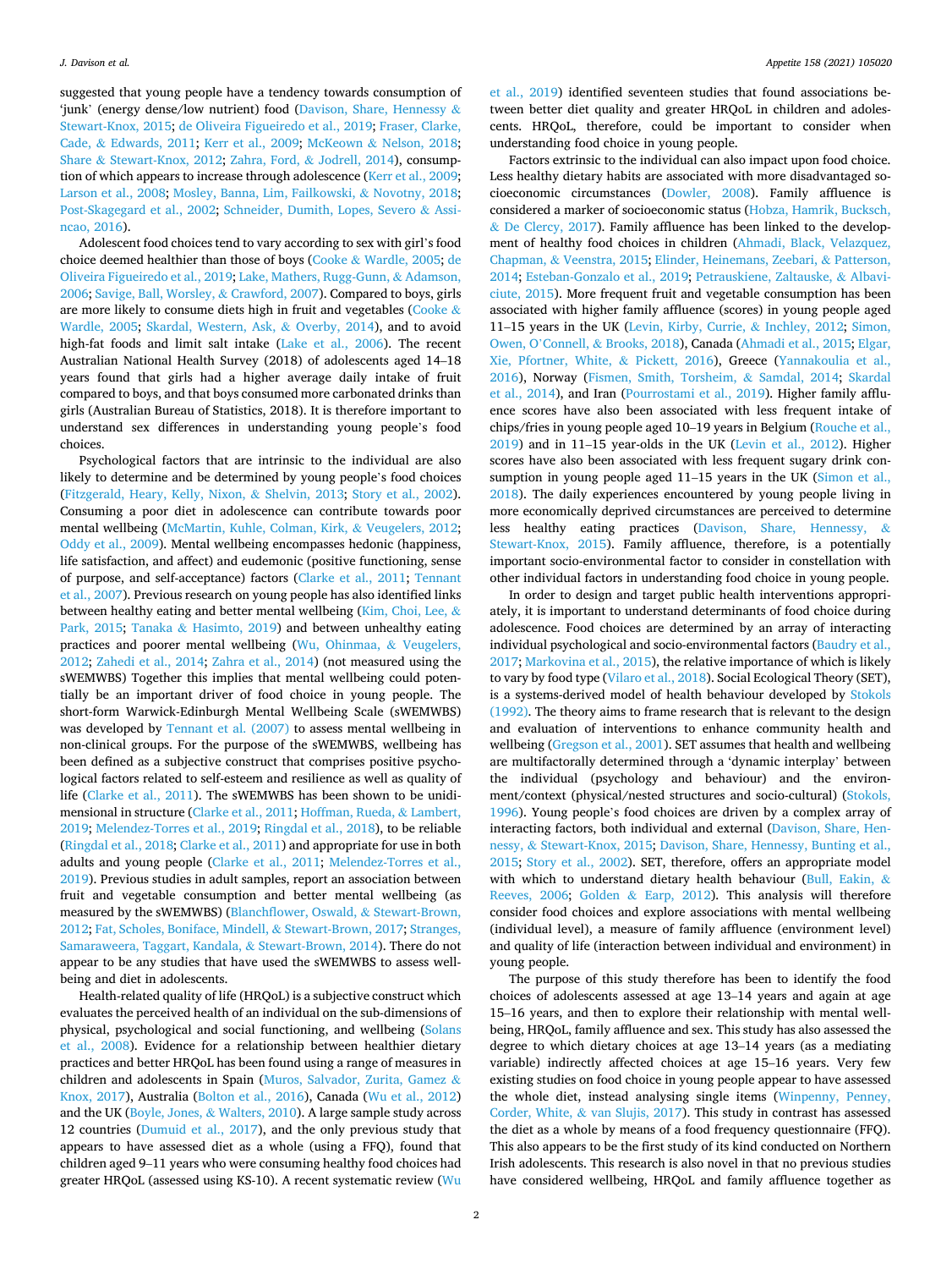suggested that young people have a tendency towards consumption of 'junk' (energy dense/low nutrient) food (Davison, Share, Hennessy & Stewart-Knox, 2015; de Oliveira Figueiredo et al., 2019; Fraser, Clarke, Cade, & Edwards, 2011; Kerr et al., 2009; McKeown & Nelson, 2018; Share & Stewart-Knox, 2012; Zahra, Ford, & Jodrell, 2014), consumption of which appears to increase through adolescence (Kerr et al., 2009; Larson et al., 2008; Mosley, Banna, Lim, Failkowski, & Novotny, 2018; Post-Skagegard et al., 2002; Schneider, Dumith, Lopes, Severo & Assincao, 2016).

Adolescent food choices tend to vary according to sex with girl's food choice deemed healthier than those of boys (Cooke & Wardle, 2005; de Oliveira Figueiredo et al., 2019; Lake, Mathers, Rugg-Gunn, & Adamson, 2006; Savige, Ball, Worsley, & Crawford, 2007). Compared to boys, girls are more likely to consume diets high in fruit and vegetables (Cooke & Wardle, 2005; Skardal, Western, Ask, & Overby, 2014), and to avoid high-fat foods and limit salt intake (Lake et al., 2006). The recent Australian National Health Survey (2018) of adolescents aged 14–18 years found that girls had a higher average daily intake of fruit compared to boys, and that boys consumed more carbonated drinks than girls (Australian Bureau of Statistics, 2018). It is therefore important to understand sex differences in understanding young people's food choices.

Psychological factors that are intrinsic to the individual are also likely to determine and be determined by young people's food choices (Fitzgerald, Heary, Kelly, Nixon, & Shelvin, 2013; Story et al., 2002). Consuming a poor diet in adolescence can contribute towards poor mental wellbeing (McMartin, Kuhle, Colman, Kirk, & Veugelers, 2012; Oddy et al., 2009). Mental wellbeing encompasses hedonic (happiness, life satisfaction, and affect) and eudemonic (positive functioning, sense of purpose, and self-acceptance) factors (Clarke et al., 2011; Tennant et al., 2007). Previous research on young people has also identified links between healthy eating and better mental wellbeing (Kim, Choi, Lee, & Park, 2015; Tanaka & Hasimto, 2019) and between unhealthy eating practices and poorer mental wellbeing (Wu, Ohinmaa, & Veugelers, 2012; Zahedi et al., 2014; Zahra et al., 2014) (not measured using the sWEMWBS) Together this implies that mental wellbeing could potentially be an important driver of food choice in young people. The short-form Warwick-Edinburgh Mental Wellbeing Scale (sWEMWBS) was developed by Tennant et al. (2007) to assess mental wellbeing in non-clinical groups. For the purpose of the sWEMWBS, wellbeing has been defined as a subjective construct that comprises positive psychological factors related to self-esteem and resilience as well as quality of life (Clarke et al., 2011). The sWEMWBS has been shown to be unidimensional in structure (Clarke et al., 2011; Hoffman, Rueda, & Lambert, 2019; Melendez-Torres et al., 2019; Ringdal et al., 2018), to be reliable (Ringdal et al., 2018; Clarke et al., 2011) and appropriate for use in both adults and young people (Clarke et al., 2011; Melendez-Torres et al., 2019). Previous studies in adult samples, report an association between fruit and vegetable consumption and better mental wellbeing (as measured by the sWEMWBS) (Blanchflower, Oswald, & Stewart-Brown, 2012; Fat, Scholes, Boniface, Mindell, & Stewart-Brown, 2017; Stranges, Samaraweera, Taggart, Kandala, & Stewart-Brown, 2014). There do not appear to be any studies that have used the sWEMWBS to assess wellbeing and diet in adolescents.

Health-related quality of life (HRQoL) is a subjective construct which evaluates the perceived health of an individual on the sub-dimensions of physical, psychological and social functioning, and wellbeing (Solans et al., 2008). Evidence for a relationship between healthier dietary practices and better HRQoL has been found using a range of measures in children and adolescents in Spain (Muros, Salvador, Zurita, Gamez & Knox, 2017), Australia (Bolton et al., 2016), Canada (Wu et al., 2012) and the UK (Boyle, Jones, & Walters, 2010). A large sample study across 12 countries (Dumuid et al., 2017), and the only previous study that appears to have assessed diet as a whole (using a FFQ), found that children aged 9–11 years who were consuming healthy food choices had greater HRQoL (assessed using KS-10). A recent systematic review (Wu et al., 2019) identified seventeen studies that found associations between better diet quality and greater HRQoL in children and adolescents. HRQoL, therefore, could be important to consider when understanding food choice in young people.

Factors extrinsic to the individual can also impact upon food choice. Less healthy dietary habits are associated with more disadvantaged socioeconomic circumstances (Dowler, 2008). Family affluence is considered a marker of socioeconomic status (Hobza, Hamrik, Bucksch, & De Clercy, 2017). Family affluence has been linked to the development of healthy food choices in children (Ahmadi, Black, Velazquez, Chapman, & Veenstra, 2015; Elinder, Heinemans, Zeebari, & Patterson, 2014; Esteban-Gonzalo et al., 2019; Petrauskiene, Zaltauske, & Albaviciute, 2015). More frequent fruit and vegetable consumption has been associated with higher family affluence (scores) in young people aged 11–15 years in the UK (Levin, Kirby, Currie, & Inchley, 2012; Simon, Owen, O'Connell, & Brooks, 2018), Canada (Ahmadi et al., 2015; Elgar, Xie, Pfortner, White, & Pickett, 2016), Greece (Yannakoulia et al., 2016), Norway (Fismen, Smith, Torsheim, & Samdal, 2014; Skardal et al., 2014), and Iran (Pourrostami et al., 2019). Higher family affluence scores have also been associated with less frequent intake of chips/fries in young people aged 10–19 years in Belgium (Rouche et al., 2019) and in 11–15 year-olds in the UK (Levin et al., 2012). Higher scores have also been associated with less frequent sugary drink consumption in young people aged 11–15 years in the UK (Simon et al., 2018). The daily experiences encountered by young people living in more economically deprived circumstances are perceived to determine less healthy eating practices (Davison, Share, Hennessy, & Stewart-Knox, 2015). Family affluence, therefore, is a potentially important socio-environmental factor to consider in constellation with other individual factors in understanding food choice in young people.

In order to design and target public health interventions appropriately, it is important to understand determinants of food choice during adolescence. Food choices are determined by an array of interacting individual psychological and socio-environmental factors (Baudry et al., 2017; Markovina et al., 2015), the relative importance of which is likely to vary by food type (Vilaro et al., 2018). Social Ecological Theory (SET), is a systems-derived model of health behaviour developed by Stokols (1992). The theory aims to frame research that is relevant to the design and evaluation of interventions to enhance community health and wellbeing (Gregson et al., 2001). SET assumes that health and wellbeing are multifactorally determined through a 'dynamic interplay' between the individual (psychology and behaviour) and the environment/context (physical/nested structures and socio-cultural) (Stokols, 1996). Young people's food choices are driven by a complex array of interacting factors, both individual and external (Davison, Share, Hennessy, & Stewart-Knox, 2015; Davison, Share, Hennessy, Bunting et al., 2015; Story et al., 2002). SET, therefore, offers an appropriate model with which to understand dietary health behaviour (Bull, Eakin, & Reeves, 2006; Golden & Earp, 2012). This analysis will therefore consider food choices and explore associations with mental wellbeing (individual level), a measure of family affluence (environment level) and quality of life (interaction between individual and environment) in young people.

The purpose of this study therefore has been to identify the food choices of adolescents assessed at age 13–14 years and again at age 15–16 years, and then to explore their relationship with mental wellbeing, HRQoL, family affluence and sex. This study has also assessed the degree to which dietary choices at age 13–14 years (as a mediating variable) indirectly affected choices at age 15–16 years. Very few existing studies on food choice in young people appear to have assessed the whole diet, instead analysing single items (Winpenny, Penney, Corder, White, & van Slujis, 2017). This study in contrast has assessed the diet as a whole by means of a food frequency questionnaire (FFQ). This also appears to be the first study of its kind conducted on Northern Irish adolescents. This research is also novel in that no previous studies have considered wellbeing, HRQoL and family affluence together as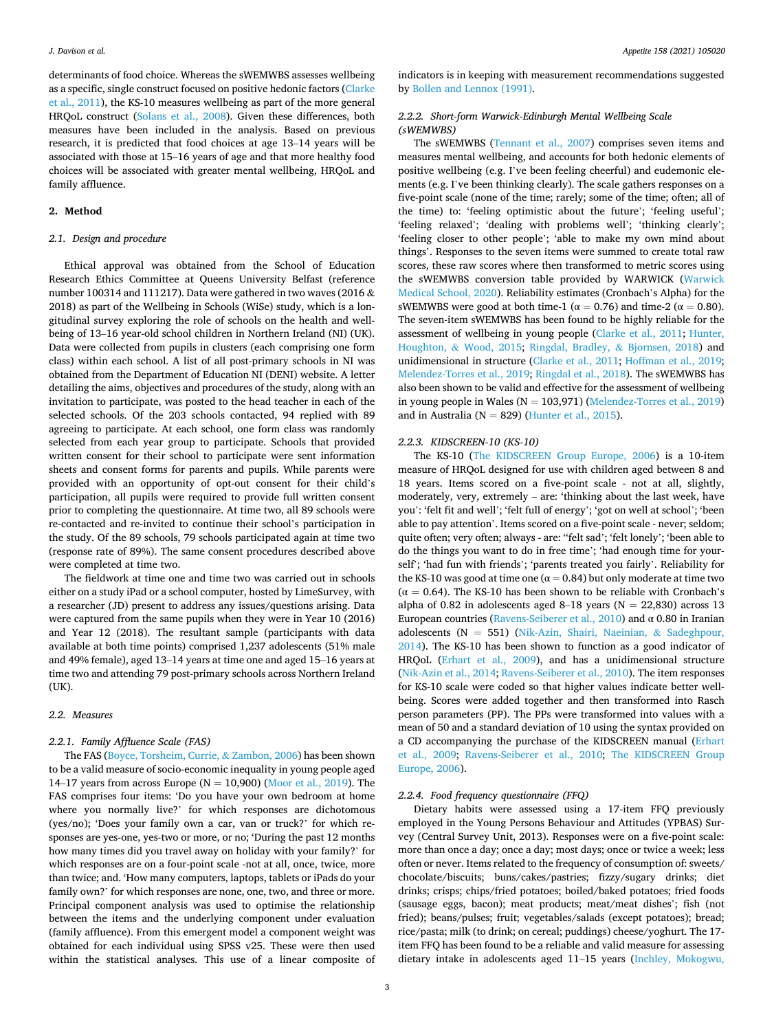determinants of food choice. Whereas the sWEMWBS assesses wellbeing as a specific, single construct focused on positive hedonic factors (Clarke et al., 2011), the KS-10 measures wellbeing as part of the more general HRQoL construct (Solans et al., 2008). Given these differences, both measures have been included in the analysis. Based on previous research, it is predicted that food choices at age 13–14 years will be associated with those at 15–16 years of age and that more healthy food choices will be associated with greater mental wellbeing, HRQoL and family affluence.

## 2. Method

### 2.1. Design and procedure

Ethical approval was obtained from the School of Education Research Ethics Committee at Queens University Belfast (reference number 100314 and 111217). Data were gathered in two waves (2016 & 2018) as part of the Wellbeing in Schools (WiSe) study, which is a longitudinal survey exploring the role of schools on the health and wellbeing of 13–16 year-old school children in Northern Ireland (NI) (UK). Data were collected from pupils in clusters (each comprising one form class) within each school. A list of all post-primary schools in NI was obtained from the Department of Education NI (DENI) website. A letter detailing the aims, objectives and procedures of the study, along with an invitation to participate, was posted to the head teacher in each of the selected schools. Of the 203 schools contacted, 94 replied with 89 agreeing to participate. At each school, one form class was randomly selected from each year group to participate. Schools that provided written consent for their school to participate were sent information sheets and consent forms for parents and pupils. While parents were provided with an opportunity of opt-out consent for their child's participation, all pupils were required to provide full written consent prior to completing the questionnaire. At time two, all 89 schools were re-contacted and re-invited to continue their school's participation in the study. Of the 89 schools, 79 schools participated again at time two (response rate of 89%). The same consent procedures described above were completed at time two.

The fieldwork at time one and time two was carried out in schools either on a study iPad or a school computer, hosted by LimeSurvey, with a researcher (JD) present to address any issues/questions arising. Data were captured from the same pupils when they were in Year 10 (2016) and Year 12 (2018). The resultant sample (participants with data available at both time points) comprised 1,237 adolescents (51% male and 49% female), aged 13–14 years at time one and aged 15–16 years at time two and attending 79 post-primary schools across Northern Ireland (UK).

### 2.2. Measures

#### 2.2.1. Family Affluence Scale (FAS)

The FAS (Boyce, Torsheim, Currie, & Zambon, 2006) has been shown to be a valid measure of socio-economic inequality in young people aged 14–17 years from across Europe (N = 10,900) (Moor et al., 2019). The FAS comprises four items: 'Do you have your own bedroom at home where you normally live?' for which responses are dichotomous (yes/no); 'Does your family own a car, van or truck?' for which responses are yes-one, yes-two or more, or no; 'During the past 12 months how many times did you travel away on holiday with your family?' for which responses are on a four-point scale -not at all, once, twice, more than twice; and. 'How many computers, laptops, tablets or iPads do your family own?' for which responses are none, one, two, and three or more. Principal component analysis was used to optimise the relationship between the items and the underlying component under evaluation (family affluence). From this emergent model a component weight was obtained for each individual using SPSS v25. These were then used within the statistical analyses. This use of a linear composite of indicators is in keeping with measurement recommendations suggested by Bollen and Lennox (1991).

#### 2.2.2. Short-form Warwick-Edinburgh Mental Wellbeing Scale (sWEMWBS)

The sWEMWBS (Tennant et al., 2007) comprises seven items and measures mental wellbeing, and accounts for both hedonic elements of positive wellbeing (e.g. I've been feeling cheerful) and eudemonic elements (e.g. I've been thinking clearly). The scale gathers responses on a five-point scale (none of the time; rarely; some of the time; often; all of the time) to: 'feeling optimistic about the future'; 'feeling useful'; 'feeling relaxed'; 'dealing with problems well'; 'thinking clearly'; 'feeling closer to other people'; 'able to make my own mind about things'. Responses to the seven items were summed to create total raw scores, these raw scores where then transformed to metric scores using the sWEMWBS conversion table provided by WARWICK (Warwick Medical School, 2020). Reliability estimates (Cronbach's Alpha) for the sWEMWBS were good at both time-1 (α = 0.76) and time-2 (α = 0.80). The seven-item sWEMWBS has been found to be highly reliable for the assessment of wellbeing in young people (Clarke et al., 2011; Hunter, Houghton, & Wood, 2015; Ringdal, Bradley, & Bjornsen, 2018) and unidimensional in structure (Clarke et al., 2011; Hoffman et al., 2019; Melendez-Torres et al., 2019; Ringdal et al., 2018). The sWEMWBS has also been shown to be valid and effective for the assessment of wellbeing in young people in Wales (N = 103,971) (Melendez-Torres et al., 2019) and in Australia (N = 829) (Hunter et al., 2015).

#### 2.2.3. KIDSCREEN-10 (KS-10)

The KS-10 (The KIDSCREEN Group Europe, 2006) is a 10-item measure of HRQoL designed for use with children aged between 8 and 18 years. Items scored on a five-point scale - not at all, slightly, moderately, very, extremely – are: 'thinking about the last week, have you': 'felt fit and well'; 'felt full of energy'; 'got on well at school'; 'been able to pay attention'. Items scored on a five-point scale - never; seldom; quite often; very often; always - are: ''felt sad'; 'felt lonely'; 'been able to do the things you want to do in free time'; 'had enough time for yourself'; 'had fun with friends'; 'parents treated you fairly'. Reliability for the KS-10 was good at time one (α = 0.84) but only moderate at time two (α = 0.64). The KS-10 has been shown to be reliable with Cronbach's alpha of 0.82 in adolescents aged 8–18 years (N = 22,830) across 13 European countries (Ravens-Seiberer et al., 2010) and α 0.80 in Iranian adolescents (N = 551) (Nik-Azin, Shairi, Naeinian, & Sadeghpour, 2014). The KS-10 has been shown to function as a good indicator of HRQoL (Erhart et al., 2009), and has a unidimensional structure (Nik-Azin et al., 2014; Ravens-Seiberer et al., 2010). The item responses for KS-10 scale were coded so that higher values indicate better wellbeing. Scores were added together and then transformed into Rasch person parameters (PP). The PPs were transformed into values with a mean of 50 and a standard deviation of 10 using the syntax provided on a CD accompanying the purchase of the KIDSCREEN manual (Erhart et al., 2009; Ravens-Seiberer et al., 2010; The KIDSCREEN Group Europe, 2006).

#### 2.2.4. Food frequency questionnaire (FFQ)

Dietary habits were assessed using a 17-item FFQ previously employed in the Young Persons Behaviour and Attitudes (YPBAS) Survey (Central Survey Unit, 2013). Responses were on a five-point scale: more than once a day; once a day; most days; once or twice a week; less often or never. Items related to the frequency of consumption of: sweets/chocolate/biscuits; buns/cakes/pastries; fizzy/sugary drinks; diet drinks; crisps; chips/fried potatoes; boiled/baked potatoes; fried foods (sausage eggs, bacon); meat products; meat/meat dishes'; fish (not fried); beans/pulses; fruit; vegetables/salads (except potatoes); bread; rice/pasta; milk (to drink; on cereal; puddings) cheese/yoghurt. The 17-item FFQ has been found to be a reliable and valid measure for assessing dietary intake in adolescents aged 11–15 years (Inchley, Mokogwu,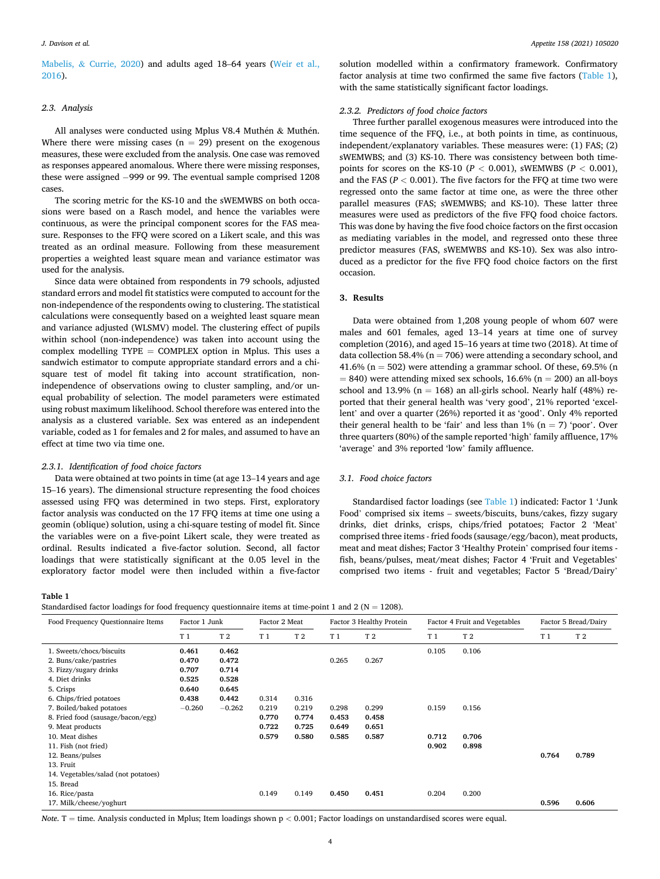Mabelis, & Currie, 2020) and adults aged 18–64 years (Weir et al., 2016).

### 2.3. Analysis

All analyses were conducted using Mplus V8.4 Muthén & Muthén. Where there were missing cases (n = 29) present on the exogenous measures, these were excluded from the analysis. One case was removed as responses appeared anomalous. Where there were missing responses, these were assigned −999 or 99. The eventual sample comprised 1208 cases.

The scoring metric for the KS-10 and the sWEMWBS on both occasions were based on a Rasch model, and hence the variables were continuous, as were the principal component scores for the FAS measure. Responses to the FFQ were scored on a Likert scale, and this was treated as an ordinal measure. Following from these measurement properties a weighted least square mean and variance estimator was used for the analysis.

Since data were obtained from respondents in 79 schools, adjusted standard errors and model fit statistics were computed to account for the non-independence of the respondents owing to clustering. The statistical calculations were consequently based on a weighted least square mean and variance adjusted (WLSMV) model. The clustering effect of pupils within school (non-independence) was taken into account using the complex modelling TYPE = COMPLEX option in Mplus. This uses a sandwich estimator to compute appropriate standard errors and a chi-square test of model fit taking into account stratification, non-independence of observations owing to cluster sampling, and/or unequal probability of selection. The model parameters were estimated using robust maximum likelihood. School therefore was entered into the analysis as a clustered variable. Sex was entered as an independent variable, coded as 1 for females and 2 for males, and assumed to have an effect at time two via time one.

#### 2.3.1. Identification of food choice factors

Data were obtained at two points in time (at age 13–14 years and age 15–16 years). The dimensional structure representing the food choices assessed using FFQ was determined in two steps. First, exploratory factor analysis was conducted on the 17 FFQ items at time one using a geomin (oblique) solution, using a chi-square testing of model fit. Since the variables were on a five-point Likert scale, they were treated as ordinal. Results indicated a five-factor solution. Second, all factor loadings that were statistically significant at the 0.05 level in the exploratory factor model were then included within a five-factor solution modelled within a confirmatory framework. Confirmatory factor analysis at time two confirmed the same five factors (Table 1), with the same statistically significant factor loadings.

#### 2.3.2. Predictors of food choice factors

Three further parallel exogenous measures were introduced into the time sequence of the FFQ, i.e., at both points in time, as continuous, independent/explanatory variables. These measures were: (1) FAS; (2) sWEMWBS; and (3) KS-10. There was consistency between both time-points for scores on the KS-10 ($P < 0.001$), sWEMWBS ($P < 0.001$), and the FAS ($P < 0.001$). The five factors for the FFQ at time two were regressed onto the same factor at time one, as were the three other parallel measures (FAS; sWEMWBS; and KS-10). These latter three measures were used as predictors of the five FFQ food choice factors. This was done by having the five food choice factors on the first occasion as mediating variables in the model, and regressed onto these three predictor measures (FAS, sWEMWBS and KS-10). Sex was also introduced as a predictor for the five FFQ food choice factors on the first occasion.

## 3. Results

Data were obtained from 1,208 young people of whom 607 were males and 601 females, aged 13–14 years at time one of survey completion (2016), and aged 15–16 years at time two (2018). At time of data collection 58.4% (n = 706) were attending a secondary school, and 41.6% (n = 502) were attending a grammar school. Of these, 69.5% (n = 840) were attending mixed sex schools, 16.6% (n = 200) an all-boys school and 13.9% (n = 168) an all-girls school. Nearly half (48%) reported that their general health was 'very good', 21% reported 'excellent' and over a quarter (26%) reported it as 'good'. Only 4% reported their general health to be 'fair' and less than 1% (n = 7) 'poor'. Over three quarters (80%) of the sample reported 'high' family affluence, 17% 'average' and 3% reported 'low' family affluence.

### 3.1. Food choice factors

Standardised factor loadings (see Table 1) indicated: Factor 1 'Junk Food' comprised six items – sweets/biscuits, buns/cakes, fizzy sugary drinks, diet drinks, crisps, chips/fried potatoes; Factor 2 'Meat' comprised three items - fried foods (sausage/egg/bacon), meat products, meat and meat dishes; Factor 3 'Healthy Protein' comprised four items - fish, beans/pulses, meat/meat dishes; Factor 4 'Fruit and Vegetables' comprised two items - fruit and vegetables; Factor 5 'Bread/Dairy'

**Table 1**
Standardised factor loadings for food frequency questionnaire items at time-point 1 and 2 (N = 1208).

| Food Frequency Questionnaire Items | Factor 1 Junk | | Factor 2 Meat | | Factor 3 Healthy Protein | | Factor 4 Fruit and Vegetables | | Factor 5 Bread/Dairy | |
|---|---|---|---|---|---|---|---|---|---|---|
| | T 1 | T 2 | T 1 | T 2 | T 1 | T 2 | T 1 | T 2 | T 1 | T 2 |
| 1. Sweets/chocs/biscuits | **0.461** | **0.462** | | | | | 0.105 | 0.106 | | |
| 2. Buns/cake/pastries | **0.470** | **0.472** | | | 0.265 | 0.267 | | | | |
| 3. Fizzy/sugary drinks | **0.707** | **0.714** | | | | | | | | |
| 4. Diet drinks | **0.525** | **0.528** | | | | | | | | |
| 5. Crisps | **0.640** | **0.645** | | | | | | | | |
| 6. Chips/fried potatoes | **0.438** | **0.442** | 0.314 | 0.316 | | | | | | |
| 7. Boiled/baked potatoes | −0.260 | −0.262 | 0.219 | 0.219 | 0.298 | 0.299 | 0.159 | 0.156 | | |
| 8. Fried food (sausage/bacon/egg) | | | **0.770** | **0.774** | **0.453** | **0.458** | | | | |
| 9. Meat products | | | **0.722** | **0.725** | **0.649** | **0.651** | | | | |
| 10. Meat dishes | | | **0.579** | **0.580** | **0.585** | **0.587** | **0.712** | **0.706** | | |
| 11. Fish (not fried) | | | | | | | **0.902** | **0.898** | | |
| 12. Beans/pulses | | | | | | | | | **0.764** | **0.789** |
| 13. Fruit | | | | | | | | | | |
| 14. Vegetables/salad (not potatoes) | | | | | | | | | | |
| 15. Bread | | | | | | | | | | |
| 16. Rice/pasta | | | 0.149 | 0.149 | **0.450** | **0.451** | 0.204 | 0.200 | | |
| 17. Milk/cheese/yoghurt | | | | | | | | | **0.596** | **0.606** |

*Note.* T = time. Analysis conducted in Mplus; Item loadings shown $p < 0.001$; Factor loadings on unstandardised scores were equal.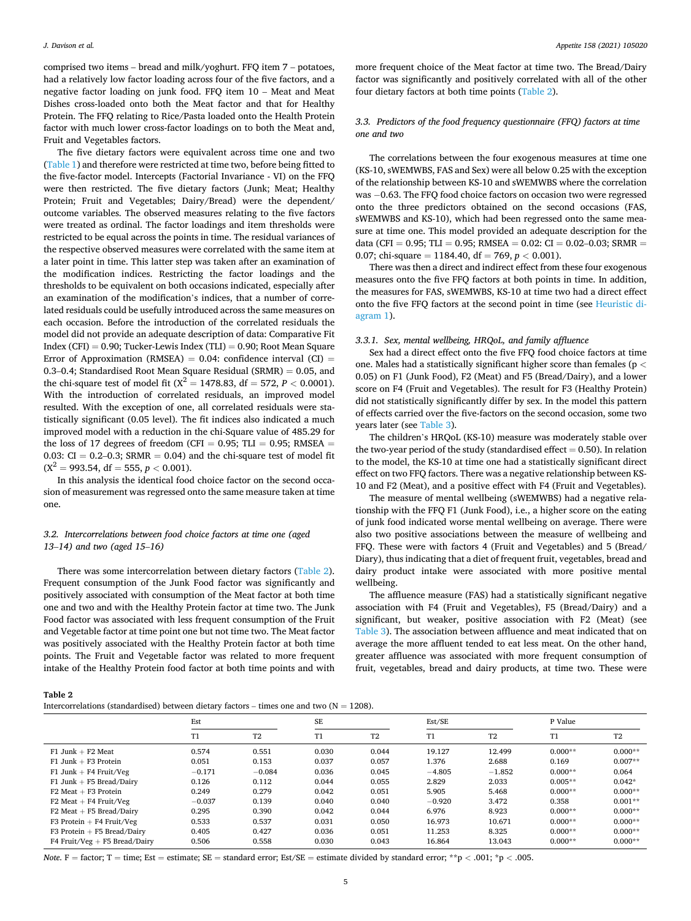comprised two items – bread and milk/yoghurt. FFQ item 7 – potatoes, had a relatively low factor loading across four of the five factors, and a negative factor loading on junk food. FFQ item 10 – Meat and Meat Dishes cross-loaded onto both the Meat factor and that for Healthy Protein. The FFQ relating to Rice/Pasta loaded onto the Health Protein factor with much lower cross-factor loadings on to both the Meat and, Fruit and Vegetables factors.

The five dietary factors were equivalent across time one and two (Table 1) and therefore were restricted at time two, before being fitted to the five-factor model. Intercepts (Factorial Invariance - VI) on the FFQ were then restricted. The five dietary factors (Junk; Meat; Healthy Protein; Fruit and Vegetables; Dairy/Bread) were the dependent/outcome variables. The observed measures relating to the five factors were treated as ordinal. The factor loadings and item thresholds were restricted to be equal across the points in time. The residual variances of the respective observed measures were correlated with the same item at a later point in time. This latter step was taken after an examination of the modification indices. Restricting the factor loadings and the thresholds to be equivalent on both occasions indicated, especially after an examination of the modification's indices, that a number of correlated residuals could be usefully introduced across the same measures on each occasion. Before the introduction of the correlated residuals the model did not provide an adequate description of data: Comparative Fit Index (CFI) = 0.90; Tucker-Lewis Index (TLI) = 0.90; Root Mean Square Error of Approximation (RMSEA) = 0.04: confidence interval (CI) = 0.3–0.4; Standardised Root Mean Square Residual (SRMR) = 0.05, and the chi-square test of model fit ($X^2$ = 1478.83, df = 572, $P < 0.0001$). With the introduction of correlated residuals, an improved model resulted. With the exception of one, all correlated residuals were statistically significant (0.05 level). The fit indices also indicated a much improved model with a reduction in the chi-Square value of 485.29 for the loss of 17 degrees of freedom (CFI = 0.95; TLI = 0.95; RMSEA = 0.03: CI = 0.2–0.3; SRMR = 0.04) and the chi-square test of model fit ($X^2$ = 993.54, df = 555, $p < 0.001$).

In this analysis the identical food choice factor on the second occasion of measurement was regressed onto the same measure taken at time one.

### 3.2. Intercorrelations between food choice factors at time one (aged 13–14) and two (aged 15–16)

There was some intercorrelation between dietary factors (Table 2). Frequent consumption of the Junk Food factor was significantly and positively associated with consumption of the Meat factor at both time one and two and with the Healthy Protein factor at time two. The Junk Food factor was associated with less frequent consumption of the Fruit and Vegetable factor at time point one but not time two. The Meat factor was positively associated with the Healthy Protein factor at both time points. The Fruit and Vegetable factor was related to more frequent intake of the Healthy Protein food factor at both time points and with more frequent choice of the Meat factor at time two. The Bread/Dairy factor was significantly and positively correlated with all of the other four dietary factors at both time points (Table 2).

### 3.3. Predictors of the food frequency questionnaire (FFQ) factors at time one and two

The correlations between the four exogenous measures at time one (KS-10, sWEMWBS, FAS and Sex) were all below 0.25 with the exception of the relationship between KS-10 and sWEMWBS where the correlation was −0.63. The FFQ food choice factors on occasion two were regressed onto the three predictors obtained on the second occasions (FAS, sWEMWBS and KS-10), which had been regressed onto the same measure at time one. This model provided an adequate description for the data (CFI = 0.95; TLI = 0.95; RMSEA = 0.02: CI = 0.02–0.03; SRMR = 0.07; chi-square = 1184.40, df = 769, $p < 0.001$).

There was then a direct and indirect effect from these four exogenous measures onto the five FFQ factors at both points in time. In addition, the measures for FAS, sWEMWBS, KS-10 at time two had a direct effect onto the five FFQ factors at the second point in time (see Heuristic diagram 1).

#### 3.3.1. Sex, mental wellbeing, HRQoL, and family affluence

Sex had a direct effect onto the five FFQ food choice factors at time one. Males had a statistically significant higher score than females ($p < 0.05$) on F1 (Junk Food), F2 (Meat) and F5 (Bread/Dairy), and a lower score on F4 (Fruit and Vegetables). The result for F3 (Healthy Protein) did not statistically significantly differ by sex. In the model this pattern of effects carried over the five-factors on the second occasion, some two years later (see Table 3).

The children's HRQoL (KS-10) measure was moderately stable over the two-year period of the study (standardised effect = 0.50). In relation to the model, the KS-10 at time one had a statistically significant direct effect on two FFQ factors. There was a negative relationship between KS-10 and F2 (Meat), and a positive effect with F4 (Fruit and Vegetables).

The measure of mental wellbeing (sWEMWBS) had a negative relationship with the FFQ F1 (Junk Food), i.e., a higher score on the eating of junk food indicated worse mental wellbeing on average. There were also two positive associations between the measure of wellbeing and FFQ. These were with factors 4 (Fruit and Vegetables) and 5 (Bread/Diary), thus indicating that a diet of frequent fruit, vegetables, bread and dairy product intake were associated with more positive mental wellbeing.

The affluence measure (FAS) had a statistically significant negative association with F4 (Fruit and Vegetables), F5 (Bread/Dairy) and a significant, but weaker, positive association with F2 (Meat) (see Table 3). The association between affluence and meat indicated that on average the more affluent tended to eat less meat. On the other hand, greater affluence was associated with more frequent consumption of fruit, vegetables, bread and dairy products, at time two. These were

**Table 2**
Intercorrelations (standardised) between dietary factors – times one and two (N = 1208).

| | Est | | SE | | Est/SE | | P Value | |
|---|---|---|---|---|---|---|---|---|
| | T1 | T2 | T1 | T2 | T1 | T2 | T1 | T2 |
| F1 Junk + F2 Meat | 0.574 | 0.551 | 0.030 | 0.044 | 19.127 | 12.499 | 0.000** | 0.000** |
| F1 Junk + F3 Protein | 0.051 | 0.153 | 0.037 | 0.057 | 1.376 | 2.688 | 0.169 | 0.007** |
| F1 Junk + F4 Fruit/Veg | −0.171 | −0.084 | 0.036 | 0.045 | −4.805 | −1.852 | 0.000** | 0.064 |
| F1 Junk + F5 Bread/Dairy | 0.126 | 0.112 | 0.044 | 0.055 | 2.829 | 2.033 | 0.005** | 0.042* |
| F2 Meat + F3 Protein | 0.249 | 0.279 | 0.042 | 0.051 | 5.905 | 5.468 | 0.000** | 0.000** |
| F2 Meat + F4 Fruit/Veg | −0.037 | 0.139 | 0.040 | 0.040 | −0.920 | 3.472 | 0.358 | 0.001** |
| F2 Meat + F5 Bread/Dairy | 0.295 | 0.390 | 0.042 | 0.044 | 6.976 | 8.923 | 0.000** | 0.000** |
| F3 Protein + F4 Fruit/Veg | 0.533 | 0.537 | 0.031 | 0.050 | 16.973 | 10.671 | 0.000** | 0.000** |
| F3 Protein + F5 Bread/Dairy | 0.405 | 0.427 | 0.036 | 0.051 | 11.253 | 8.325 | 0.000** | 0.000** |
| F4 Fruit/Veg + F5 Bread/Dairy | 0.506 | 0.558 | 0.030 | 0.043 | 16.864 | 13.043 | 0.000** | 0.000** |

*Note.* F = factor; T = time; Est = estimate; SE = standard error; Est/SE = estimate divided by standard error; **$p < .001$; *$p < .005$.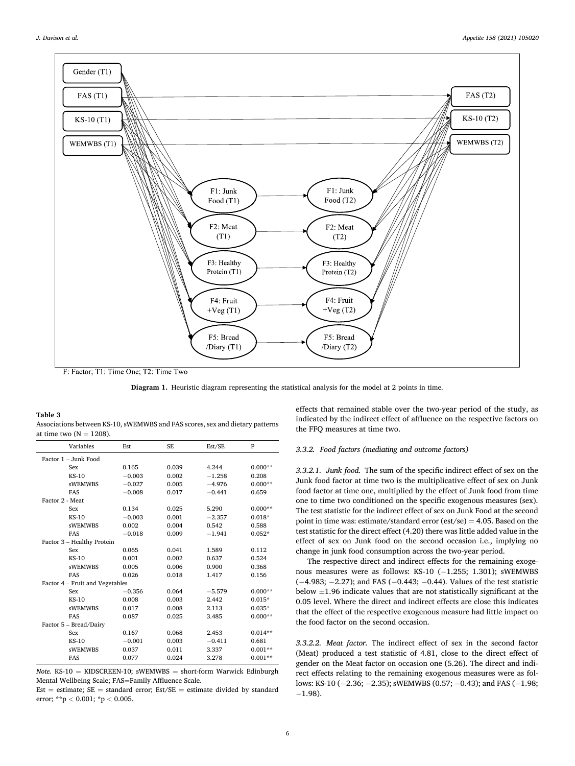F: Factor; T1: Time One; T2: Time Two

**Diagram 1.** Heuristic diagram representing the statistical analysis for the model at 2 points in time.

**Table 3**
Associations between KS-10, sWEMWBS and FAS scores, sex and dietary patterns at time two (N = 1208).

| Variables | Est | SE | Est/SE | P |
|---|---|---|---|---|
| Factor 1 – Junk Food | | | | |
| Sex | 0.165 | 0.039 | 4.244 | 0.000** |
| KS-10 | −0.003 | 0.002 | −1.258 | 0.208 |
| sWEMWBS | −0.027 | 0.005 | −4.976 | 0.000** |
| FAS | −0.008 | 0.017 | −0.441 | 0.659 |
| Factor 2 - Meat | | | | |
| Sex | 0.134 | 0.025 | 5.290 | 0.000** |
| KS-10 | −0.003 | 0.001 | −2.357 | 0.018* |
| sWEMWBS | 0.002 | 0.004 | 0.542 | 0.588 |
| FAS | −0.018 | 0.009 | −1.941 | 0.052* |
| Factor 3 – Healthy Protein | | | | |
| Sex | 0.065 | 0.041 | 1.589 | 0.112 |
| KS-10 | 0.001 | 0.002 | 0.637 | 0.524 |
| sWEMWBS | 0.005 | 0.006 | 0.900 | 0.368 |
| FAS | 0.026 | 0.018 | 1.417 | 0.156 |
| Factor 4 – Fruit and Vegetables | | | | |
| Sex | −0.356 | 0.064 | −5.579 | 0.000** |
| KS-10 | 0.008 | 0.003 | 2.442 | 0.015* |
| sWEMWBS | 0.017 | 0.008 | 2.113 | 0.035* |
| FAS | 0.087 | 0.025 | 3.485 | 0.000** |
| Factor 5 – Bread/Dairy | | | | |
| Sex | 0.167 | 0.068 | 2.453 | 0.014** |
| KS-10 | −0.001 | 0.003 | −0.411 | 0.681 |
| sWEMWBS | 0.037 | 0.011 | 3.337 | 0.001** |
| FAS | 0.077 | 0.024 | 3.278 | 0.001** |

*Note.* KS-10 = KIDSCREEN-10; sWEMWBS = short-form Warwick Edinburgh Mental Wellbeing Scale; FAS=Family Affluence Scale.
Est = estimate; SE = standard error; Est/SE = estimate divided by standard error; **p < 0.001; *p < 0.005.

effects that remained stable over the two-year period of the study, as indicated by the indirect effect of affluence on the respective factors on the FFQ measures at time two.

#### 3.3.2. Food factors (mediating and outcome factors)

*3.3.2.1. Junk food.* The sum of the specific indirect effect of sex on the Junk food factor at time two is the multiplicative effect of sex on Junk food factor at time one, multiplied by the effect of Junk food from time one to time two conditioned on the specific exogenous measures (sex). The test statistic for the indirect effect of sex on Junk Food at the second point in time was: estimate/standard error (est/se) = 4.05. Based on the test statistic for the direct effect (4.20) there was little added value in the effect of sex on Junk food on the second occasion i.e., implying no change in junk food consumption across the two-year period.

The respective direct and indirect effects for the remaining exogenous measures were as follows: KS-10 (−1.255; 1.301); sWEMWBS (−4.983; −2.27); and FAS (−0.443; −0.44). Values of the test statistic below ±1.96 indicate values that are not statistically significant at the 0.05 level. Where the direct and indirect effects are close this indicates that the effect of the respective exogenous measure had little impact on the food factor on the second occasion.

*3.3.2.2. Meat factor.* The indirect effect of sex in the second factor (Meat) produced a test statistic of 4.81, close to the direct effect of gender on the Meat factor on occasion one (5.26). The direct and indirect effects relating to the remaining exogenous measures were as follows: KS-10 (−2.36; −2.35); sWEMWBS (0.57; −0.43); and FAS (−1.98; −1.98).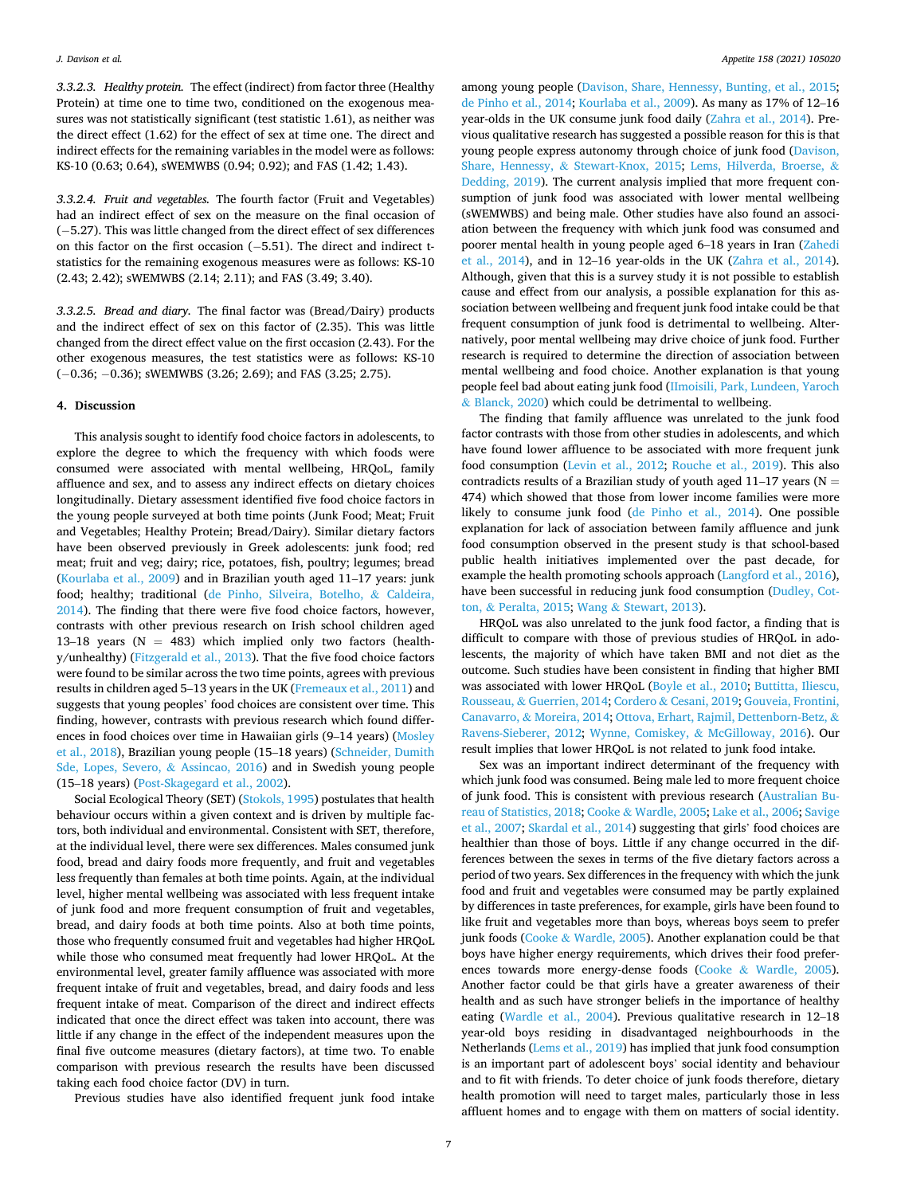#### 3.3.2.3. Healthy protein.

The effect (indirect) from factor three (Healthy Protein) at time one to time two, conditioned on the exogenous measures was not statistically significant (test statistic 1.61), as neither was the direct effect (1.62) for the effect of sex at time one. The direct and indirect effects for the remaining variables in the model were as follows: KS-10 (0.63; 0.64), sWEMWBS (0.94; 0.92); and FAS (1.42; 1.43).

#### 3.3.2.4. Fruit and vegetables.

The fourth factor (Fruit and Vegetables) had an indirect effect of sex on the measure on the final occasion of (−5.27). This was little changed from the direct effect of sex differences on this factor on the first occasion (−5.51). The direct and indirect t-statistics for the remaining exogenous measures were as follows: KS-10 (2.43; 2.42); sWEMWBS (2.14; 2.11); and FAS (3.49; 3.40).

#### 3.3.2.5. Bread and diary.

The final factor was (Bread/Dairy) products and the indirect effect of sex on this factor of (2.35). This was little changed from the direct effect value on the first occasion (2.43). For the other exogenous measures, the test statistics were as follows: KS-10 (−0.36; −0.36); sWEMWBS (3.26; 2.69); and FAS (3.25; 2.75).

## 4. Discussion

This analysis sought to identify food choice factors in adolescents, to explore the degree to which the frequency with which foods were consumed were associated with mental wellbeing, HRQoL, family affluence and sex, and to assess any indirect effects on dietary choices longitudinally. Dietary assessment identified five food choice factors in the young people surveyed at both time points (Junk Food; Meat; Fruit and Vegetables; Healthy Protein; Bread/Dairy). Similar dietary factors have been observed previously in Greek adolescents: junk food; red meat; fruit and veg; dairy; rice, potatoes, fish, poultry; legumes; bread (Kourlaba et al., 2009) and in Brazilian youth aged 11–17 years: junk food; healthy; traditional (de Pinho, Silveira, Botelho, & Caldeira, 2014). The finding that there were five food choice factors, however, contrasts with other previous research on Irish school children aged 13–18 years (N = 483) which implied only two factors (healthy/unhealthy) (Fitzgerald et al., 2013). That the five food choice factors were found to be similar across the two time points, agrees with previous results in children aged 5–13 years in the UK (Fremeaux et al., 2011) and suggests that young peoples' food choices are consistent over time. This finding, however, contrasts with previous research which found differences in food choices over time in Hawaiian girls (9–14 years) (Mosley et al., 2018), Brazilian young people (15–18 years) (Schneider, Dumith Sde, Lopes, Severo, & Assincao, 2016) and in Swedish young people (15–18 years) (Post-Skagegard et al., 2002).

Social Ecological Theory (SET) (Stokols, 1995) postulates that health behaviour occurs within a given context and is driven by multiple factors, both individual and environmental. Consistent with SET, therefore, at the individual level, there were sex differences. Males consumed junk food, bread and dairy foods more frequently, and fruit and vegetables less frequently than females at both time points. Again, at the individual level, higher mental wellbeing was associated with less frequent intake of junk food and more frequent consumption of fruit and vegetables, bread, and dairy foods at both time points. Also at both time points, those who frequently consumed fruit and vegetables had higher HRQoL while those who consumed meat frequently had lower HRQoL. At the environmental level, greater family affluence was associated with more frequent intake of fruit and vegetables, bread, and dairy foods and less frequent intake of meat. Comparison of the direct and indirect effects indicated that once the direct effect was taken into account, there was little if any change in the effect of the independent measures upon the final five outcome measures (dietary factors), at time two. To enable comparison with previous research the results have been discussed taking each food choice factor (DV) in turn.

Previous studies have also identified frequent junk food intake among young people (Davison, Share, Hennessy, Bunting, et al., 2015; de Pinho et al., 2014; Kourlaba et al., 2009). As many as 17% of 12–16 year-olds in the UK consume junk food daily (Zahra et al., 2014). Previous qualitative research has suggested a possible reason for this is that young people express autonomy through choice of junk food (Davison, Share, Hennessy, & Stewart-Knox, 2015; Lems, Hilverda, Broerse, & Dedding, 2019). The current analysis implied that more frequent consumption of junk food was associated with lower mental wellbeing (sWEMWBS) and being male. Other studies have also found an association between the frequency with which junk food was consumed and poorer mental health in young people aged 6–18 years in Iran (Zahedi et al., 2014), and in 12–16 year-olds in the UK (Zahra et al., 2014). Although, given that this is a survey study it is not possible to establish cause and effect from our analysis, a possible explanation for this association between wellbeing and frequent junk food intake could be that frequent consumption of junk food is detrimental to wellbeing. Alternatively, poor mental wellbeing may drive choice of junk food. Further research is required to determine the direction of association between mental wellbeing and food choice. Another explanation is that young people feel bad about eating junk food (IImoisili, Park, Lundeen, Yaroch & Blanck, 2020) which could be detrimental to wellbeing.

The finding that family affluence was unrelated to the junk food factor contrasts with those from other studies in adolescents, and which have found lower affluence to be associated with more frequent junk food consumption (Levin et al., 2012; Rouche et al., 2019). This also contradicts results of a Brazilian study of youth aged 11–17 years (N = 474) which showed that those from lower income families were more likely to consume junk food (de Pinho et al., 2014). One possible explanation for lack of association between family affluence and junk food consumption observed in the present study is that school-based public health initiatives implemented over the past decade, for example the health promoting schools approach (Langford et al., 2016), have been successful in reducing junk food consumption (Dudley, Cotton, & Peralta, 2015; Wang & Stewart, 2013).

HRQoL was also unrelated to the junk food factor, a finding that is difficult to compare with those of previous studies of HRQoL in adolescents, the majority of which have taken BMI and not diet as the outcome. Such studies have been consistent in finding that higher BMI was associated with lower HRQoL (Boyle et al., 2010; Buttitta, Iliescu, Rousseau, & Guerrien, 2014; Cordero & Cesani, 2019; Gouveia, Frontini, Canavarro, & Moreira, 2014; Ottova, Erhart, Rajmil, Dettenborn-Betz, & Ravens-Sieberer, 2012; Wynne, Comiskey, & McGilloway, 2016). Our result implies that lower HRQoL is not related to junk food intake.

Sex was an important indirect determinant of the frequency with which junk food was consumed. Being male led to more frequent choice of junk food. This is consistent with previous research (Australian Bureau of Statistics, 2018; Cooke & Wardle, 2005; Lake et al., 2006; Savige et al., 2007; Skardal et al., 2014) suggesting that girls' food choices are healthier than those of boys. Little if any change occurred in the differences between the sexes in terms of the five dietary factors across a period of two years. Sex differences in the frequency with which the junk food and fruit and vegetables were consumed may be partly explained by differences in taste preferences, for example, girls have been found to like fruit and vegetables more than boys, whereas boys seem to prefer junk foods (Cooke & Wardle, 2005). Another explanation could be that boys have higher energy requirements, which drives their food preferences towards more energy-dense foods (Cooke & Wardle, 2005). Another factor could be that girls have a greater awareness of their health and as such have stronger beliefs in the importance of healthy eating (Wardle et al., 2004). Previous qualitative research in 12–18 year-old boys residing in disadvantaged neighbourhoods in the Netherlands (Lems et al., 2019) has implied that junk food consumption is an important part of adolescent boys' social identity and behaviour and to fit with friends. To deter choice of junk foods therefore, dietary health promotion will need to target males, particularly those in less affluent homes and to engage with them on matters of social identity.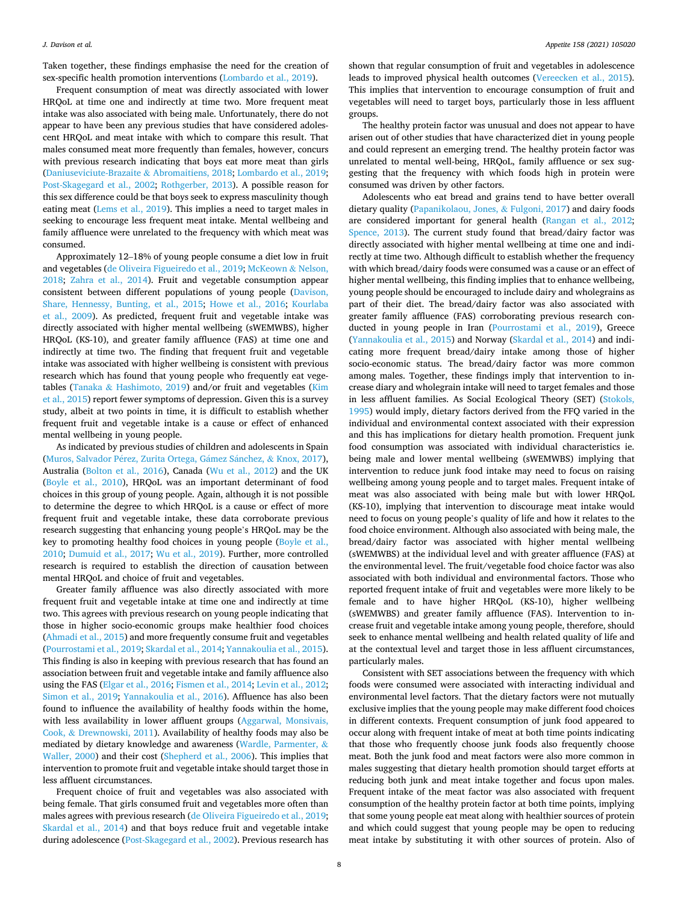Taken together, these findings emphasise the need for the creation of sex-specific health promotion interventions (Lombardo et al., 2019).

Frequent consumption of meat was directly associated with lower HRQoL at time one and indirectly at time two. More frequent meat intake was also associated with being male. Unfortunately, there do not appear to have been any previous studies that have considered adolescent HRQoL and meat intake with which to compare this result. That males consumed meat more frequently than females, however, concurs with previous research indicating that boys eat more meat than girls (Daniuseviciute-Brazaite & Abromaitiens, 2018; Lombardo et al., 2019; Post-Skagegard et al., 2002; Rothgerber, 2013). A possible reason for this sex difference could be that boys seek to express masculinity though eating meat (Lems et al., 2019). This implies a need to target males in seeking to encourage less frequent meat intake. Mental wellbeing and family affluence were unrelated to the frequency with which meat was consumed.

Approximately 12–18% of young people consume a diet low in fruit and vegetables (de Oliveira Figueiredo et al., 2019; McKeown & Nelson, 2018; Zahra et al., 2014). Fruit and vegetable consumption appear consistent between different populations of young people (Davison, Share, Hennessy, Bunting, et al., 2015; Howe et al., 2016; Kourlaba et al., 2009). As predicted, frequent fruit and vegetable intake was directly associated with higher mental wellbeing (sWEMWBS), higher HRQoL (KS-10), and greater family affluence (FAS) at time one and indirectly at time two. The finding that frequent fruit and vegetable intake was associated with higher wellbeing is consistent with previous research which has found that young people who frequently eat vegetables (Tanaka & Hashimoto, 2019) and/or fruit and vegetables (Kim et al., 2015) report fewer symptoms of depression. Given this is a survey study, albeit at two points in time, it is difficult to establish whether frequent fruit and vegetable intake is a cause or effect of enhanced mental wellbeing in young people.

As indicated by previous studies of children and adolescents in Spain (Muros, Salvador Pérez, Zurita Ortega, Gámez Sánchez, & Knox, 2017), Australia (Bolton et al., 2016), Canada (Wu et al., 2012) and the UK (Boyle et al., 2010), HRQoL was an important determinant of food choices in this group of young people. Again, although it is not possible to determine the degree to which HRQoL is a cause or effect of more frequent fruit and vegetable intake, these data corroborate previous research suggesting that enhancing young people's HRQoL may be the key to promoting healthy food choices in young people (Boyle et al., 2010; Dumuid et al., 2017; Wu et al., 2019). Further, more controlled research is required to establish the direction of causation between mental HRQoL and choice of fruit and vegetables.

Greater family affluence was also directly associated with more frequent fruit and vegetable intake at time one and indirectly at time two. This agrees with previous research on young people indicating that those in higher socio-economic groups make healthier food choices (Ahmadi et al., 2015) and more frequently consume fruit and vegetables (Pourrostami et al., 2019; Skardal et al., 2014; Yannakoulia et al., 2015). This finding is also in keeping with previous research that has found an association between fruit and vegetable intake and family affluence also using the FAS (Elgar et al., 2016; Fismen et al., 2014; Levin et al., 2012; Simon et al., 2019; Yannakoulia et al., 2016). Affluence has also been found to influence the availability of healthy foods within the home, with less availability in lower affluent groups (Aggarwal, Monsivais, Cook, & Drewnowski, 2011). Availability of healthy foods may also be mediated by dietary knowledge and awareness (Wardle, Parmenter, & Waller, 2000) and their cost (Shepherd et al., 2006). This implies that intervention to promote fruit and vegetable intake should target those in less affluent circumstances.

Frequent choice of fruit and vegetables was also associated with being female. That girls consumed fruit and vegetables more often than males agrees with previous research (de Oliveira Figueiredo et al., 2019; Skardal et al., 2014) and that boys reduce fruit and vegetable intake during adolescence (Post-Skagegard et al., 2002). Previous research has shown that regular consumption of fruit and vegetables in adolescence leads to improved physical health outcomes (Vereecken et al., 2015). This implies that intervention to encourage consumption of fruit and vegetables will need to target boys, particularly those in less affluent groups.

The healthy protein factor was unusual and does not appear to have arisen out of other studies that have characterized diet in young people and could represent an emerging trend. The healthy protein factor was unrelated to mental well-being, HRQoL, family affluence or sex suggesting that the frequency with which foods high in protein were consumed was driven by other factors.

Adolescents who eat bread and grains tend to have better overall dietary quality (Papanikolaou, Jones, & Fulgoni, 2017) and dairy foods are considered important for general health (Rangan et al., 2012; Spence, 2013). The current study found that bread/dairy factor was directly associated with higher mental wellbeing at time one and indirectly at time two. Although difficult to establish whether the frequency with which bread/dairy foods were consumed was a cause or an effect of higher mental wellbeing, this finding implies that to enhance wellbeing, young people should be encouraged to include dairy and wholegrains as part of their diet. The bread/dairy factor was also associated with greater family affluence (FAS) corroborating previous research conducted in young people in Iran (Pourrostami et al., 2019), Greece (Yannakoulia et al., 2015) and Norway (Skardal et al., 2014) and indicating more frequent bread/dairy intake among those of higher socio-economic status. The bread/dairy factor was more common among males. Together, these findings imply that intervention to increase diary and wholegrain intake will need to target females and those in less affluent families. As Social Ecological Theory (SET) (Stokols, 1995) would imply, dietary factors derived from the FFQ varied in the individual and environmental context associated with their expression and this has implications for dietary health promotion. Frequent junk food consumption was associated with individual characteristics ie. being male and lower mental wellbeing (sWEMWBS) implying that intervention to reduce junk food intake may need to focus on raising wellbeing among young people and to target males. Frequent intake of meat was also associated with being male but with lower HRQoL (KS-10), implying that intervention to discourage meat intake would need to focus on young people's quality of life and how it relates to the food choice environment. Although also associated with being male, the bread/dairy factor was associated with higher mental wellbeing (sWEMWBS) at the individual level and with greater affluence (FAS) at the environmental level. The fruit/vegetable food choice factor was also associated with both individual and environmental factors. Those who reported frequent intake of fruit and vegetables were more likely to be female and to have higher HRQoL (KS-10), higher wellbeing (sWEMWBS) and greater family affluence (FAS). Intervention to increase fruit and vegetable intake among young people, therefore, should seek to enhance mental wellbeing and health related quality of life and at the contextual level and target those in less affluent circumstances, particularly males.

Consistent with SET associations between the frequency with which foods were consumed were associated with interacting individual and environmental level factors. That the dietary factors were not mutually exclusive implies that the young people may make different food choices in different contexts. Frequent consumption of junk food appeared to occur along with frequent intake of meat at both time points indicating that those who frequently choose junk foods also frequently choose meat. Both the junk food and meat factors were also more common in males suggesting that dietary health promotion should target efforts at reducing both junk and meat intake together and focus upon males. Frequent intake of the meat factor was also associated with frequent consumption of the healthy protein factor at both time points, implying that some young people eat meat along with healthier sources of protein and which could suggest that young people may be open to reducing meat intake by substituting it with other sources of protein. Also of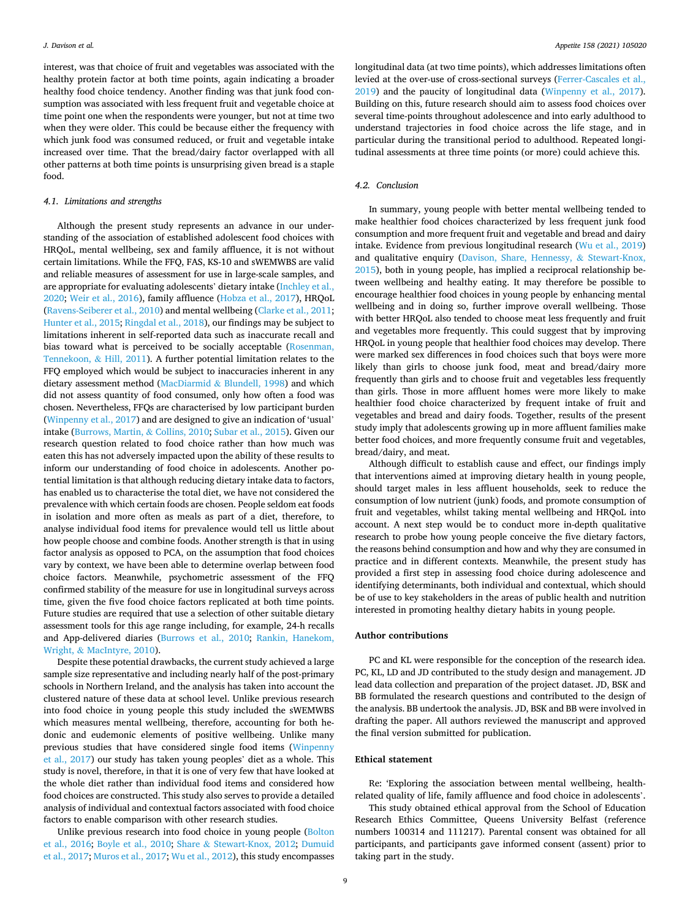interest, was that choice of fruit and vegetables was associated with the healthy protein factor at both time points, again indicating a broader healthy food choice tendency. Another finding was that junk food consumption was associated with less frequent fruit and vegetable choice at time point one when the respondents were younger, but not at time two when they were older. This could be because either the frequency with which junk food was consumed reduced, or fruit and vegetable intake increased over time. That the bread/dairy factor overlapped with all other patterns at both time points is unsurprising given bread is a staple food.

### 4.1. Limitations and strengths

Although the present study represents an advance in our understanding of the association of established adolescent food choices with HRQoL, mental wellbeing, sex and family affluence, it is not without certain limitations. While the FFQ, FAS, KS-10 and sWEMWBS are valid and reliable measures of assessment for use in large-scale samples, and are appropriate for evaluating adolescents' dietary intake (Inchley et al., 2020; Weir et al., 2016), family affluence (Hobza et al., 2017), HRQoL (Ravens-Seiberer et al., 2010) and mental wellbeing (Clarke et al., 2011; Hunter et al., 2015; Ringdal et al., 2018), our findings may be subject to limitations inherent in self-reported data such as inaccurate recall and bias toward what is perceived to be socially acceptable (Rosenman, Tennekoon, & Hill, 2011). A further potential limitation relates to the FFQ employed which would be subject to inaccuracies inherent in any dietary assessment method (MacDiarmid & Blundell, 1998) and which did not assess quantity of food consumed, only how often a food was chosen. Nevertheless, FFQs are characterised by low participant burden (Winpenny et al., 2017) and are designed to give an indication of 'usual' intake (Burrows, Martin, & Collins, 2010; Subar et al., 2015). Given our research question related to food choice rather than how much was eaten this has not adversely impacted upon the ability of these results to inform our understanding of food choice in adolescents. Another potential limitation is that although reducing dietary intake data to factors, has enabled us to characterise the total diet, we have not considered the prevalence with which certain foods are chosen. People seldom eat foods in isolation and more often as meals as part of a diet, therefore, to analyse individual food items for prevalence would tell us little about how people choose and combine foods. Another strength is that in using factor analysis as opposed to PCA, on the assumption that food choices vary by context, we have been able to determine overlap between food choice factors. Meanwhile, psychometric assessment of the FFQ confirmed stability of the measure for use in longitudinal surveys across time, given the five food choice factors replicated at both time points. Future studies are required that use a selection of other suitable dietary assessment tools for this age range including, for example, 24-h recalls and App-delivered diaries (Burrows et al., 2010; Rankin, Hanekom, Wright, & MacIntyre, 2010).

Despite these potential drawbacks, the current study achieved a large sample size representative and including nearly half of the post-primary schools in Northern Ireland, and the analysis has taken into account the clustered nature of these data at school level. Unlike previous research into food choice in young people this study included the sWEMWBS which measures mental wellbeing, therefore, accounting for both hedonic and eudemonic elements of positive wellbeing. Unlike many previous studies that have considered single food items (Winpenny et al., 2017) our study has taken young peoples' diet as a whole. This study is novel, therefore, in that it is one of very few that have looked at the whole diet rather than individual food items and considered how food choices are constructed. This study also serves to provide a detailed analysis of individual and contextual factors associated with food choice factors to enable comparison with other research studies.

Unlike previous research into food choice in young people (Bolton et al., 2016; Boyle et al., 2010; Share & Stewart-Knox, 2012; Dumuid et al., 2017; Muros et al., 2017; Wu et al., 2012), this study encompasses longitudinal data (at two time points), which addresses limitations often levied at the over-use of cross-sectional surveys (Ferrer-Cascales et al., 2019) and the paucity of longitudinal data (Winpenny et al., 2017). Building on this, future research should aim to assess food choices over several time-points throughout adolescence and into early adulthood to understand trajectories in food choice across the life stage, and in particular during the transitional period to adulthood. Repeated longitudinal assessments at three time points (or more) could achieve this.

### 4.2. Conclusion

In summary, young people with better mental wellbeing tended to make healthier food choices characterized by less frequent junk food consumption and more frequent fruit and vegetable and bread and dairy intake. Evidence from previous longitudinal research (Wu et al., 2019) and qualitative enquiry (Davison, Share, Hennessy, & Stewart-Knox, 2015), both in young people, has implied a reciprocal relationship between wellbeing and healthy eating. It may therefore be possible to encourage healthier food choices in young people by enhancing mental wellbeing and in doing so, further improve overall wellbeing. Those with better HRQoL also tended to choose meat less frequently and fruit and vegetables more frequently. This could suggest that by improving HRQoL in young people that healthier food choices may develop. There were marked sex differences in food choices such that boys were more likely than girls to choose junk food, meat and bread/dairy more frequently than girls and to choose fruit and vegetables less frequently than girls. Those in more affluent homes were more likely to make healthier food choice characterized by frequent intake of fruit and vegetables and bread and dairy foods. Together, results of the present study imply that adolescents growing up in more affluent families make better food choices, and more frequently consume fruit and vegetables, bread/dairy, and meat.

Although difficult to establish cause and effect, our findings imply that interventions aimed at improving dietary health in young people, should target males in less affluent households, seek to reduce the consumption of low nutrient (junk) foods, and promote consumption of fruit and vegetables, whilst taking mental wellbeing and HRQoL into account. A next step would be to conduct more in-depth qualitative research to probe how young people conceive the five dietary factors, the reasons behind consumption and how and why they are consumed in practice and in different contexts. Meanwhile, the present study has provided a first step in assessing food choice during adolescence and identifying determinants, both individual and contextual, which should be of use to key stakeholders in the areas of public health and nutrition interested in promoting healthy dietary habits in young people.

## Author contributions

PC and KL were responsible for the conception of the research idea. PC, KL, LD and JD contributed to the study design and management. JD lead data collection and preparation of the project dataset. JD, BSK and BB formulated the research questions and contributed to the design of the analysis. BB undertook the analysis. JD, BSK and BB were involved in drafting the paper. All authors reviewed the manuscript and approved the final version submitted for publication.

## Ethical statement

Re: 'Exploring the association between mental wellbeing, health-related quality of life, family affluence and food choice in adolescents'.

This study obtained ethical approval from the School of Education Research Ethics Committee, Queens University Belfast (reference numbers 100314 and 111217). Parental consent was obtained for all participants, and participants gave informed consent (assent) prior to taking part in the study.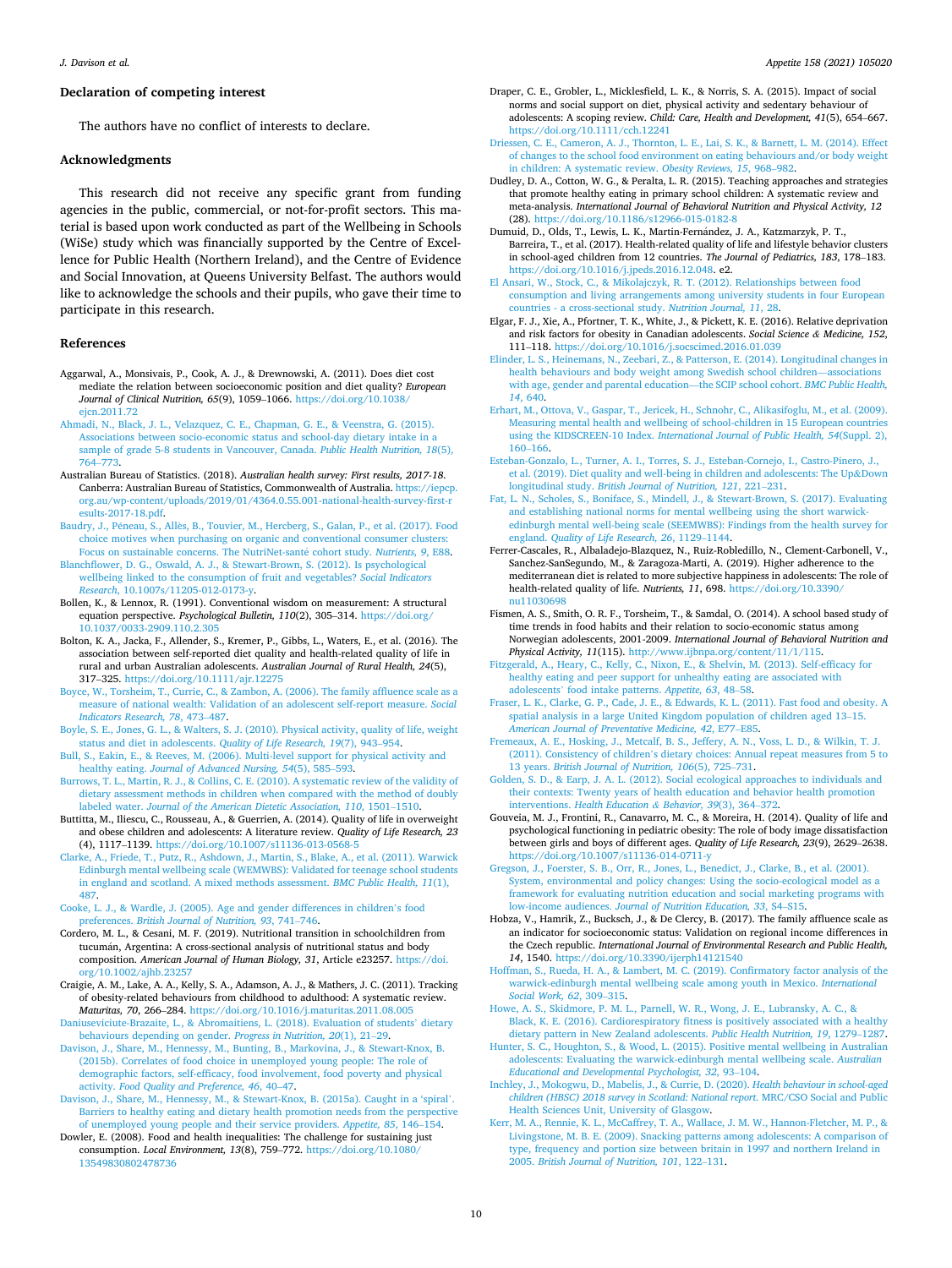## Declaration of competing interest

The authors have no conflict of interests to declare.

## Acknowledgments

This research did not receive any specific grant from funding agencies in the public, commercial, or not-for-profit sectors. This material is based upon work conducted as part of the Wellbeing in Schools (WiSe) study which was financially supported by the Centre of Excellence for Public Health (Northern Ireland), and the Centre of Evidence and Social Innovation, at Queens University Belfast. The authors would like to acknowledge the schools and their pupils, who gave their time to participate in this research.

## References

Aggarwal, A., Monsivais, P., Cook, A. J., & Drewnowski, A. (2011). Does diet cost mediate the relation between socioeconomic position and diet quality? *European Journal of Clinical Nutrition, 65*(9), 1059–1066. https://doi.org/10.1038/ejcn.2011.72

Ahmadi, N., Black, J. L., Velazquez, C. E., Chapman, G. E., & Veenstra, G. (2015). Associations between socio-economic status and school-day dietary intake in a sample of grade 5-8 students in Vancouver, Canada. *Public Health Nutrition, 18*(5), 764–773.

Australian Bureau of Statistics. (2018). *Australian health survey: First results, 2017-18*. Canberra: Australian Bureau of Statistics, Commonwealth of Australia. https://iepcp.org.au/wp-content/uploads/2019/01/4364.0.55.001-national-health-survey-first-results-2017-18.pdf.

Baudry, J., Péneau, S., Allès, B., Touvier, M., Hercberg, S., Galan, P., et al. (2017). Food choice motives when purchasing on organic and conventional consumer clusters: Focus on sustainable concerns. The NutriNet-santé cohort study. *Nutrients, 9*, E88.

Blanchflower, D. G., Oswald, A. J., & Stewart-Brown, S. (2012). Is psychological wellbeing linked to the consumption of fruit and vegetables? *Social Indicators Research*, 10.1007s/11205-012-0173-y.

Bollen, K., & Lennox, R. (1991). Conventional wisdom on measurement: A structural equation perspective. *Psychological Bulletin, 110*(2), 305–314. https://doi.org/10.1037/0033-2909.110.2.305

Bolton, K. A., Jacka, F., Allender, S., Kremer, P., Gibbs, L., Waters, E., et al. (2016). The association between self-reported diet quality and health-related quality of life in rural and urban Australian adolescents. *Australian Journal of Rural Health, 24*(5), 317–325. https://doi.org/10.1111/ajr.12275

Boyce, W., Torsheim, T., Currie, C., & Zambon, A. (2006). The family affluence scale as a measure of national wealth: Validation of an adolescent self-report measure. *Social Indicators Research, 78*, 473–487.

Boyle, S. E., Jones, G. L., & Walters, S. J. (2010). Physical activity, quality of life, weight status and diet in adolescents. *Quality of Life Research, 19*(7), 943–954.

Bull, S., Eakin, E., & Reeves, M. (2006). Multi-level support for physical activity and healthy eating. *Journal of Advanced Nursing, 54*(5), 585–593.

Burrows, T. L., Martin, R. J., & Collins, C. E. (2010). A systematic review of the validity of dietary assessment methods in children when compared with the method of doubly labeled water. *Journal of the American Dietetic Association, 110*, 1501–1510.

Buttitta, M., Iliescu, C., Rousseau, A., & Guerrien, A. (2014). Quality of life in overweight and obese children and adolescents: A literature review. *Quality of Life Research, 23*(4), 1117–1139. https://doi.org/10.1007/s11136-013-0568-5

Clarke, A., Friede, T., Putz, R., Ashdown, J., Martin, S., Blake, A., et al. (2011). Warwick Edinburgh mental wellbeing scale (WEMWBS): Validated for teenage school students in england and scotland. A mixed methods assessment. *BMC Public Health, 11*(1), 487.

Cooke, L. J., & Wardle, J. (2005). Age and gender differences in children's food preferences. *British Journal of Nutrition, 93*, 741–746.

Cordero, M. L., & Cesani, M. F. (2019). Nutritional transition in schoolchildren from tucumán, Argentina: A cross-sectional analysis of nutritional status and body composition. *American Journal of Human Biology, 31*, Article e23257. https://doi.org/10.1002/ajhb.23257

Craigie, A. M., Lake, A. A., Kelly, S. A., Adamson, A. J., & Mathers, J. C. (2011). Tracking of obesity-related behaviours from childhood to adulthood: A systematic review. *Maturitas, 70*, 266–284. https://doi.org/10.1016/j.maturitas.2011.08.005

Daniuseviciute-Brazaite, L., & Abromaitiens, L. (2018). Evaluation of students' dietary behaviours depending on gender. *Progress in Nutrition, 20*(1), 21–29.

Davison, J., Share, M., Hennessy, M., Bunting, B., Markovina, J., & Stewart-Knox, B. (2015b). Correlates of food choice in unemployed young people: The role of demographic factors, self-efficacy, food involvement, food poverty and physical activity. *Food Quality and Preference, 46*, 40–47.

Davison, J., Share, M., Hennessy, M., & Stewart-Knox, B. (2015a). Caught in a 'spiral'. Barriers to healthy eating and dietary health promotion needs from the perspective of unemployed young people and their service providers. *Appetite, 85*, 146–154.

Dowler, E. (2008). Food and health inequalities: The challenge for sustaining just consumption. *Local Environment, 13*(8), 759–772. https://doi.org/10.1080/13549830802478736

Draper, C. E., Grobler, L., Micklesfield, L. K., & Norris, S. A. (2015). Impact of social norms and social support on diet, physical activity and sedentary behaviour of adolescents: A scoping review. *Child: Care, Health and Development, 41*(5), 654–667. https://doi.org/10.1111/cch.12241

Driessen, C. E., Cameron, A. J., Thornton, L. E., Lai, S. K., & Barnett, L. M. (2014). Effect of changes to the school food environment on eating behaviours and/or body weight in children: A systematic review. *Obesity Reviews, 15*, 968–982.

Dudley, D. A., Cotton, W. G., & Peralta, L. R. (2015). Teaching approaches and strategies that promote healthy eating in primary school children: A systematic review and meta-analysis. *International Journal of Behavioral Nutrition and Physical Activity, 12*(28). https://doi.org/10.1186/s12966-015-0182-8

Dumuid, D., Olds, T., Lewis, L. K., Martin-Fernández, J. A., Katzmarzyk, P. T., Barreira, T., et al. (2017). Health-related quality of life and lifestyle behavior clusters in school-aged children from 12 countries. *The Journal of Pediatrics, 183*, 178–183. https://doi.org/10.1016/j.jpeds.2016.12.048. e2.

El Ansari, W., Stock, C., & Mikolajczyk, R. T. (2012). Relationships between food consumption and living arrangements among university students in four European countries - a cross-sectional study. *Nutrition Journal, 11*, 28.

Elgar, F. J., Xie, A., Pfortner, T. K., White, J., & Pickett, K. E. (2016). Relative deprivation and risk factors for obesity in Canadian adolescents. *Social Science & Medicine, 152*, 111–118. https://doi.org/10.1016/j.socscimed.2016.01.039

Elinder, L. S., Heinemans, N., Zeebari, Z., & Patterson, E. (2014). Longitudinal changes in health behaviours and body weight among Swedish school children—associations with age, gender and parental education—the SCIP school cohort. *BMC Public Health, 14*, 640.

Erhart, M., Ottova, V., Gaspar, T., Jericek, H., Schnohr, C., Alikasifoglu, M., et al. (2009). Measuring mental health and wellbeing of school-children in 15 European countries using the KIDSCREEN-10 Index. *International Journal of Public Health, 54*(Suppl. 2), 160–166.

Esteban-Gonzalo, L., Turner, A. I., Torres, S. J., Esteban-Cornejo, I., Castro-Pinero, J., et al. (2019). Diet quality and well-being in children and adolescents: The Up&Down longitudinal study. *British Journal of Nutrition, 121*, 221–231.

Fat, L. N., Scholes, S., Boniface, S., Mindell, J., & Stewart-Brown, S. (2017). Evaluating and establishing national norms for mental wellbeing using the short warwick-edinburgh mental well-being scale (SEEMWBS): Findings from the health survey for england. *Quality of Life Research, 26*, 1129–1144.

Ferrer-Cascales, R., Albaladejo-Blazquez, N., Ruiz-Robledillo, N., Clement-Carbonell, V., Sanchez-SanSegundo, M., & Zaragoza-Marti, A. (2019). Higher adherence to the mediterranean diet is related to more subjective happiness in adolescents: The role of health-related quality of life. *Nutrients, 11*, 698. https://doi.org/10.3390/nu11030698

Fismen, A. S., Smith, O. R. F., Torsheim, T., & Samdal, O. (2014). A school based study of time trends in food habits and their relation to socio-economic status among Norwegian adolescents, 2001-2009. *International Journal of Behavioral Nutrition and Physical Activity, 11*(115). http://www.ijbnpa.org/content/11/1/115.

Fitzgerald, A., Heary, C., Kelly, C., Nixon, E., & Shelvin, M. (2013). Self-efficacy for healthy eating and peer support for unhealthy eating are associated with adolescents' food intake patterns. *Appetite, 63*, 48–58.

Fraser, L. K., Clarke, G. P., Cade, J. E., & Edwards, K. L. (2011). Fast food and obesity. A spatial analysis in a large United Kingdom population of children aged 13–15. *American Journal of Preventative Medicine, 42*, E77–E85.

Fremeaux, A. E., Hosking, J., Metcalf, B. S., Jeffery, A. N., Voss, L. D., & Wilkin, T. J. (2011). Consistency of children's dietary choices: Annual repeat measures from 5 to 13 years. *British Journal of Nutrition, 106*(5), 725–731.

Golden, S. D., & Earp, J. A. L. (2012). Social ecological approaches to individuals and their contexts: Twenty years of health education and behavior health promotion interventions. *Health Education & Behavior, 39*(3), 364–372.

Gouveia, M. J., Frontini, R., Canavarro, M. C., & Moreira, H. (2014). Quality of life and psychological functioning in pediatric obesity: The role of body image dissatisfaction between girls and boys of different ages. *Quality of Life Research, 23*(9), 2629–2638. https://doi.org/10.1007/s11136-014-0711-y

Gregson, J., Foerster, S. B., Orr, R., Jones, L., Benedict, J., Clarke, B., et al. (2001). System, environmental and policy changes: Using the socio-ecological model as a framework for evaluating nutrition education and social marketing programs with low-income audiences. *Journal of Nutrition Education, 33*, S4–S15.

Hobza, V., Hamrik, Z., Bucksch, J., & De Clercy, B. (2017). The family affluence scale as an indicator for socioeconomic status: Validation on regional income differences in the Czech republic. *International Journal of Environmental Research and Public Health, 14*, 1540. https://doi.org/10.3390/ijerph14121540

Hoffman, S., Rueda, H. A., & Lambert, M. C. (2019). Confirmatory factor analysis of the warwick-edinburgh mental wellbeing scale among youth in Mexico. *International Social Work, 62*, 309–315.

Howe, A. S., Skidmore, P. M. L., Parnell, W. R., Wong, J. E., Lubransky, A. C., & Black, K. E. (2016). Cardiorespiratory fitness is positively associated with a healthy dietary pattern in New Zealand adolescents. *Public Health Nutrition, 19*, 1279–1287.

Hunter, S. C., Houghton, S., & Wood, L. (2015). Positive mental wellbeing in Australian adolescents: Evaluating the warwick-edinburgh mental wellbeing scale. *Australian Educational and Developmental Psychologist, 32*, 93–104.

Inchley, J., Mokogwu, D., Mabelis, J., & Currie, D. (2020). *Health behaviour in school-aged children (HBSC) 2018 survey in Scotland: National report*. MRC/CSO Social and Public Health Sciences Unit, University of Glasgow.

Kerr, M. A., Rennie, K. L., McCaffrey, T. A., Wallace, J. M. W., Hannon-Fletcher, M. P., & Livingstone, M. B. E. (2009). Snacking patterns among adolescents: A comparison of type, frequency and portion size between britain in 1997 and northern Ireland in 2005. *British Journal of Nutrition, 101*, 122–131.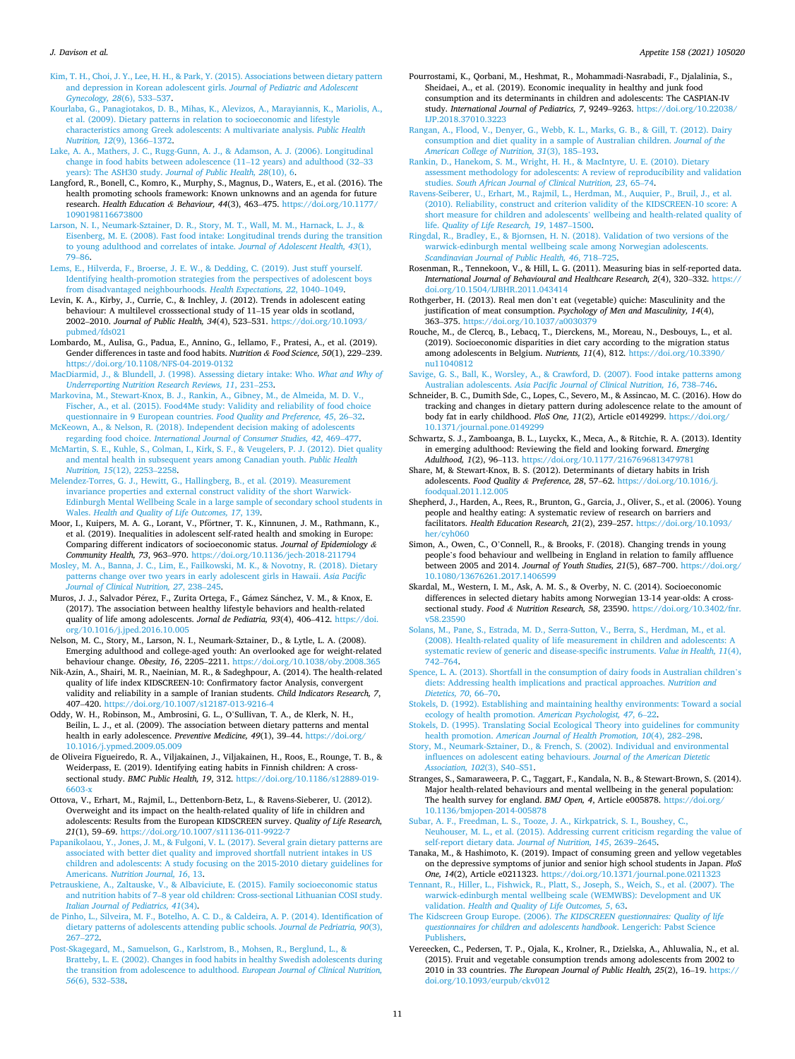Kim, T. H., Choi, J. Y., Lee, H. H., & Park, Y. (2015). Associations between dietary pattern and depression in Korean adolescent girls. *Journal of Pediatric and Adolescent Gynecology, 28*(6), 533–537.

Kourlaba, G., Panagiotakos, D. B., Mihas, K., Alevizos, A., Marayiannis, K., Mariolis, A., et al. (2009). Dietary patterns in relation to socioeconomic and lifestyle characteristics among Greek adolescents: A multivariate analysis. *Public Health Nutrition, 12*(9), 1366–1372.

Lake, A. A., Mathers, J. C., Rugg-Gunn, A. J., & Adamson, A. J. (2006). Longitudinal change in food habits between adolescence (11–12 years) and adulthood (32–33 years): The ASH30 study. *Journal of Public Health, 28*(10), 6.

Langford, R., Bonell, C., Komro, K., Murphy, S., Magnus, D., Waters, E., et al. (2016). The health promoting schools framework: Known unknowns and an agenda for future research. *Health Education & Behaviour, 44*(3), 463–475. https://doi.org/10.1177/1090198116673800

Larson, N. I., Neumark-Sztainer, D. R., Story, M. T., Wall, M. M., Harnack, L. J., & Eisenberg, M. E. (2008). Fast food intake: Longitudinal trends during the transition to young adulthood and correlates of intake. *Journal of Adolescent Health, 43*(1), 79–86.

Lems, E., Hilverda, F., Broerse, J. E. W., & Dedding, C. (2019). Just stuff yourself. Identifying health-promotion strategies from the perspectives of adolescent boys from disadvantaged neighbourhoods. *Health Expectations, 22*, 1040–1049.

Levin, K. A., Kirby, J., Currie, C., & Inchley, J. (2012). Trends in adolescent eating behaviour: A multilevel crosssectional study of 11–15 year olds in scotland, 2002–2010. *Journal of Public Health, 34*(4), 523–531. https://doi.org/10.1093/pubmed/fds021

Lombardo, M., Aulisa, G., Padua, E., Annino, G., Iellamo, F., Pratesi, A., et al. (2019). Gender differences in taste and food habits. *Nutrition & Food Science, 50*(1), 229–239. https://doi.org/10.1108/NFS-04-2019-0132

MacDiarmid, J., & Blundell, J. (1998). Assessing dietary intake: Who. *What and Why of Underreporting Nutrition Research Reviews, 11*, 231–253.

Markovina, M., Stewart-Knox, B. J., Rankin, A., Gibney, M., de Almeida, M. D. V., Fischer, A., et al. (2015). Food4Me study: Validity and reliability of food choice questionnaire in 9 European countries. *Food Quality and Preference, 45*, 26–32.

McKeown, A., & Nelson, R. (2018). Independent decision making of adolescents regarding food choice. *International Journal of Consumer Studies, 42*, 469–477.

McMartin, S. E., Kuhle, S., Colman, I., Kirk, S. F., & Veugelers, P. J. (2012). Diet quality and mental health in subsequent years among Canadian youth. *Public Health Nutrition, 15*(12), 2253–2258.

Melendez-Torres, G. J., Hewitt, G., Hallingberg, B., et al. (2019). Measurement invariance properties and external construct validity of the short Warwick-Edinburgh Mental Wellbeing Scale in a large sample of secondary school students in Wales. *Health and Quality of Life Outcomes, 17*, 139.

Moor, I., Kuipers, M. A. G., Lorant, V., Pförtner, T. K., Kinnunen, J. M., Rathmann, K., et al. (2019). Inequalities in adolescent self-rated health and smoking in Europe: Comparing different indicators of socioeconomic status. *Journal of Epidemiology & Community Health, 73*, 963–970. https://doi.org/10.1136/jech-2018-211794

Mosley, M. A., Banna, J. C., Lim, E., Failkowski, M. K., & Novotny, R. (2018). Dietary patterns change over two years in early adolescent girls in Hawaii. *Asia Pacific Journal of Clinical Nutrition, 27*, 238–245.

Muros, J. J., Salvador Pérez, F., Zurita Ortega, F., Gámez Sánchez, V. M., & Knox, E. (2017). The association between healthy lifestyle behaviors and health-related quality of life among adolescents. *Jornal de Pediatria, 93*(4), 406–412. https://doi.org/10.1016/j.jped.2016.10.005

Nelson, M. C., Story, M., Larson, N. I., Neumark-Sztainer, D., & Lytle, L. A. (2008). Emerging adulthood and college-aged youth: An overlooked age for weight-related behaviour change. *Obesity, 16*, 2205–2211. https://doi.org/10.1038/oby.2008.365

Nik-Azin, A., Shairi, M. R., Naeinian, M. R., & Sadeghpour, A. (2014). The health-related quality of life index KIDSCREEN-10: Confirmatory factor Analysis, convergent validity and reliability in a sample of Iranian students. *Child Indicators Research, 7*, 407–420. https://doi.org/10.1007/s12187-013-9216-4

Oddy, W. H., Robinson, M., Ambrosini, G. L., O`Sullivan, T. A., de Klerk, N. H., Beilin, L. J., et al. (2009). The association between dietary patterns and mental health in early adolescence. *Preventive Medicine, 49*(1), 39–44. https://doi.org/10.1016/j.ypmed.2009.05.009

de Oliveira Figueiredo, R. A., Viljakainen, J., Viljakainen, H., Roos, E., Rounge, T. B., & Weiderpass, E. (2019). Identifying eating habits in Finnish children: A cross-sectional study. *BMC Public Health, 19*, 312. https://doi.org/10.1186/s12889-019-6603-x

Ottova, V., Erhart, M., Rajmil, L., Dettenborn-Betz, L., & Ravens-Sieberer, U. (2012). Overweight and its impact on the health-related quality of life in children and adolescents: Results from the European KIDSCREEN survey. *Quality of Life Research, 21*(1), 59–69. https://doi.org/10.1007/s11136-011-9922-7

Papanikolaou, Y., Jones, J. M., & Fulgoni, V. L. (2017). Several grain dietary patterns are associated with better diet quality and improved shortfall nutrient intakes in US children and adolescents: A study focusing on the 2015-2010 dietary guidelines for Americans. *Nutrition Journal, 16*, 13.

Petrauskiene, A., Zaltauske, V., & Albaviciute, E. (2015). Family socioeconomic status and nutrition habits of 7–8 year old children: Cross-sectional Lithuanian COSI study. *Italian Journal of Pediatrics, 41*(34).

de Pinho, L., Silveira, M. F., Botelho, A. C. D., & Caldeira, A. P. (2014). Identification of dietary patterns of adolescents attending public schools. *Journal de Pedriatria, 90*(3), 267–272.

Post-Skagegard, M., Samuelson, G., Karlstrom, B., Mohsen, R., Berglund, L., & Bratteby, L. E. (2002). Changes in food habits in healthy Swedish adolescents during the transition from adolescence to adulthood. *European Journal of Clinical Nutrition, 56*(6), 532–538.

Pourrostami, K., Qorbani, M., Heshmat, R., Mohammadi-Nasrabadi, F., Djalalinia, S., Sheidaei, A., et al. (2019). Economic inequality in healthy and junk food consumption and its determinants in children and adolescents: The CASPIAN-IV study. *International Journal of Pediatrics, 7*, 9249–9263. https://doi.org/10.22038/IJP.2018.37010.3223

Rangan, A., Flood, V., Denyer, G., Webb, K. L., Marks, G. B., & Gill, T. (2012). Dairy consumption and diet quality in a sample of Australian children. *Journal of the American College of Nutrition, 31*(3), 185–193.

Rankin, D., Hanekom, S. M., Wright, H. H., & MacIntyre, U. E. (2010). Dietary assessment methodology for adolescents: A review of reproducibility and validation studies. *South African Journal of Clinical Nutrition, 23*, 65–74.

Ravens-Seiberer, U., Erhart, M., Rajmil, L., Herdman, M., Auquier, P., Bruil, J., et al. (2010). Reliability, construct and criterion validity of the KIDSCREEN-10 score: A short measure for children and adolescents' wellbeing and health-related quality of life. *Quality of Life Research, 19*, 1487–1500.

Ringdal, R., Bradley, E., & Bjornsen, H. N. (2018). Validation of two versions of the warwick-edinburgh mental wellbeing scale among Norwegian adolescents. *Scandinavian Journal of Public Health, 46*, 718–725.

Rosenman, R., Tennekoon, V., & Hill, L. G. (2011). Measuring bias in self-reported data. *International Journal of Behavioural and Healthcare Research, 2*(4), 320–332. https://doi.org/10.1504/IJBHR.2011.043414

Rothgerber, H. (2013). Real men don't eat (vegetable) quiche: Masculinity and the justification of meat consumption. *Psychology of Men and Masculinity, 14*(4), 363–375. https://doi.org/10.1037/a0030379

Rouche, M., de Clercq, B., Lebacq, T., Dierckens, M., Moreau, N., Desbouys, L., et al. (2019). Socioeconomic disparities in diet carry according to the migration status among adolescents in Belgium. *Nutrients, 11*(4), 812. https://doi.org/10.3390/nu11040812

Savige, G. S., Ball, K., Worsley, A., & Crawford, D. (2007). Food intake patterns among Australian adolescents. *Asia Pacific Journal of Clinical Nutrition, 16*, 738–746.

Schneider, B. C., Dumith Sde, C., Lopes, C., Severo, M., & Assincao, M. C. (2016). How do tracking and changes in dietary pattern during adolescence relate to the amount of body fat in early childhood. *PloS One, 11*(2), Article e0149299. https://doi.org/10.1371/journal.pone.0149299

Schwartz, S. J., Zamboanga, B. L., Luyckx, K., Meca, A., & Ritchie, R. A. (2013). Identity in emerging adulthood: Reviewing the field and looking forward. *Emerging Adulthood, 1*(2), 96–113. https://doi.org/10.1177/2167696813479781

Share, M, & Stewart-Knox, B. S. (2012). Determinants of dietary habits in Irish adolescents. *Food Quality & Preference, 28*, 57–62. https://doi.org/10.1016/j.foodqual.2011.12.005

Shepherd, J., Harden, A., Rees, R., Brunton, G., Garcia, J., Oliver, S., et al. (2006). Young people and healthy eating: A systematic review of research on barriers and facilitators. *Health Education Research, 21*(2), 239–257. https://doi.org/10.1093/her/cyh060

Simon, A., Owen, C., O'Connell, R., & Brooks, F. (2018). Changing trends in young people's food behaviour and wellbeing in England in relation to family affluence between 2005 and 2014. *Journal of Youth Studies, 21*(5), 687–700. https://doi.org/10.1080/13676261.2017.1406599

Skardal, M., Western, I. M., Ask, A. M. S., & Overby, N. C. (2014). Socioeconomic differences in selected dietary habits among Norwegian 13-14 year-olds: A cross-sectional study. *Food & Nutrition Research, 58*, 23590. https://doi.org/10.3402/fnr.v58.23590

Solans, M., Pane, S., Estrada, M. D., Serra-Sutton, V., Berra, S., Herdman, M., et al. (2008). Health-related quality of life measurement in children and adolescents: A systematic review of generic and disease-specific instruments. *Value in Health, 11*(4), 742–764.

Spence, L. A. (2013). Shortfall in the consumption of dairy foods in Australian children's diets: Addressing health implications and practical approaches. *Nutrition and Dietetics, 70*, 66–70.

Stokels, D. (1992). Establishing and maintaining healthy environments: Toward a social ecology of health promotion. *American Psychologist, 47*, 6–22.

Stokels, D. (1995). Translating Social Ecological Theory into guidelines for community health promotion. *American Journal of Health Promotion, 10*(4), 282–298.

Story, M., Neumark-Sztainer, D., & French, S. (2002). Individual and environmental influences on adolescent eating behaviours. *Journal of the American Dietetic Association, 102*(3), S40–S51.

Stranges, S., Samaraweera, P. C., Taggart, F., Kandala, N. B., & Stewart-Brown, S. (2014). Major health-related behaviours and mental wellbeing in the general population: The health survey for england. *BMJ Open, 4*, Article e005878. https://doi.org/10.1136/bmjopen-2014-005878

Subar, A. F., Freedman, L. S., Tooze, J. A., Kirkpatrick, S. I., Boushey, C., Neuhouser, M. L., et al. (2015). Addressing current criticism regarding the value of self-report dietary data. *Journal of Nutrition, 145*, 2639–2645.

Tanaka, M., & Hashimoto, K. (2019). Impact of consuming green and yellow vegetables on the depressive symptoms of junior and senior high school students in Japan. *PloS One, 14*(2), Article e0211323. https://doi.org/10.1371/journal.pone.0211323

Tennant, R., Hiller, L., Fishwick, R., Platt, S., Joseph, S., Weich, S., et al. (2007). The warwick-edinburgh mental wellbeing scale (WEMWBS): Development and UK validation. *Health and Quality of Life Outcomes, 5*, 63.

The Kidscreen Group Europe. (2006). *The KIDSCREEN questionnaires: Quality of life questionnaires for children and adolescents handbook*. Lengerich: Pabst Science Publishers.

Vereecken, C., Pedersen, T. P., Ojala, K., Krolner, R., Dzielska, A., Ahluwalia, N., et al. (2015). Fruit and vegetable consumption trends among adolescents from 2002 to 2010 in 33 countries. *The European Journal of Public Health, 25*(2), 16–19. https://doi.org/10.1093/eurpub/ckv012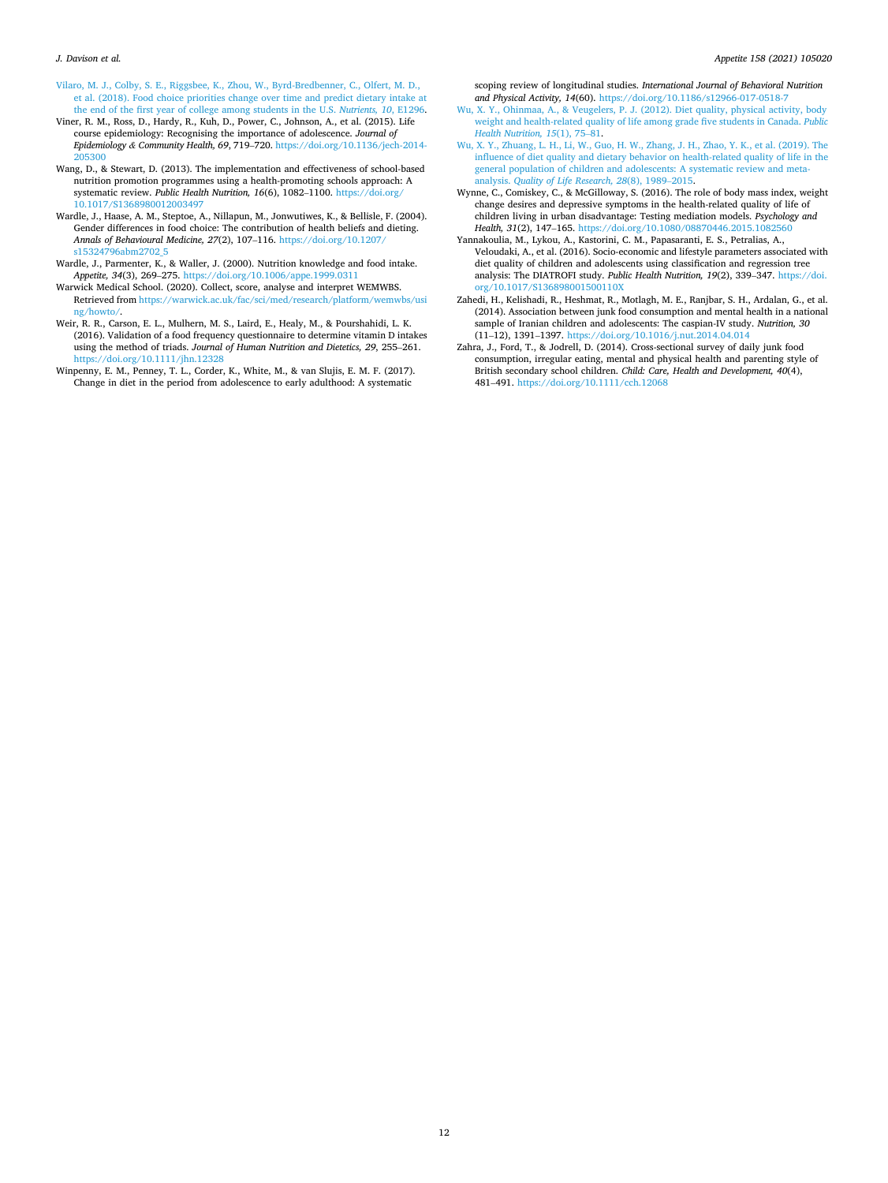Vilaro, M. J., Colby, S. E., Riggsbee, K., Zhou, W., Byrd-Bredbenner, C., Olfert, M. D., et al. (2018). Food choice priorities change over time and predict dietary intake at the end of the first year of college among students in the U.S. *Nutrients, 10*, E1296.

Viner, R. M., Ross, D., Hardy, R., Kuh, D., Power, C., Johnson, A., et al. (2015). Life course epidemiology: Recognising the importance of adolescence. *Journal of Epidemiology & Community Health, 69*, 719–720. https://doi.org/10.1136/jech-2014-205300

Wang, D., & Stewart, D. (2013). The implementation and effectiveness of school-based nutrition promotion programmes using a health-promoting schools approach: A systematic review. *Public Health Nutrition, 16*(6), 1082–1100. https://doi.org/10.1017/S1368980012003497

Wardle, J., Haase, A. M., Steptoe, A., Nillapun, M., Jonwutiwes, K., & Bellisle, F. (2004). Gender differences in food choice: The contribution of health beliefs and dieting. *Annals of Behavioural Medicine, 27*(2), 107–116. https://doi.org/10.1207/s15324796abm2702_5

Wardle, J., Parmenter, K., & Waller, J. (2000). Nutrition knowledge and food intake. *Appetite, 34*(3), 269–275. https://doi.org/10.1006/appe.1999.0311

Warwick Medical School. (2020). Collect, score, analyse and interpret WEMWBS. Retrieved from https://warwick.ac.uk/fac/sci/med/research/platform/wemwbs/using/howto/.

Weir, R. R., Carson, E. L., Mulhern, M. S., Laird, E., Healy, M., & Pourshahidi, L. K. (2016). Validation of a food frequency questionnaire to determine vitamin D intakes using the method of triads. *Journal of Human Nutrition and Dietetics, 29*, 255–261. https://doi.org/10.1111/jhn.12328

Winpenny, E. M., Penney, T. L., Corder, K., White, M., & van Slujis, E. M. F. (2017). Change in diet in the period from adolescence to early adulthood: A systematic scoping review of longitudinal studies. *International Journal of Behavioral Nutrition and Physical Activity, 14*(60). https://doi.org/10.1186/s12966-017-0518-7

Wu, X. Y., Ohinmaa, A., & Veugelers, P. J. (2012). Diet quality, physical activity, body weight and health-related quality of life among grade five students in Canada. *Public Health Nutrition, 15*(1), 75–81.

Wu, X. Y., Zhuang, L. H., Li, W., Guo, H. W., Zhang, J. H., Zhao, Y. K., et al. (2019). The influence of diet quality and dietary behavior on health-related quality of life in the general population of children and adolescents: A systematic review and meta-analysis. *Quality of Life Research, 28*(8), 1989–2015.

Wynne, C., Comiskey, C., & McGilloway, S. (2016). The role of body mass index, weight change desires and depressive symptoms in the health-related quality of life of children living in urban disadvantage: Testing mediation models. *Psychology and Health, 31*(2), 147–165. https://doi.org/10.1080/08870446.2015.1082560

Yannakoulia, M., Lykou, A., Kastorini, C. M., Papasaranti, E. S., Petralias, A., Veloudaki, A., et al. (2016). Socio-economic and lifestyle parameters associated with diet quality of children and adolescents using classification and regression tree analysis: The DIATROFI study. *Public Health Nutrition, 19*(2), 339–347. https://doi.org/10.1017/S136898001500110X

Zahedi, H., Kelishadi, R., Heshmat, R., Motlagh, M. E., Ranjbar, S. H., Ardalan, G., et al. (2014). Association between junk food consumption and mental health in a national sample of Iranian children and adolescents: The caspian-IV study. *Nutrition, 30* (11–12), 1391–1397. https://doi.org/10.1016/j.nut.2014.04.014

Zahra, J., Ford, T., & Jodrell, D. (2014). Cross-sectional survey of daily junk food consumption, irregular eating, mental and physical health and parenting style of British secondary school children. *Child: Care, Health and Development, 40*(4), 481–491. https://doi.org/10.1111/cch.12068